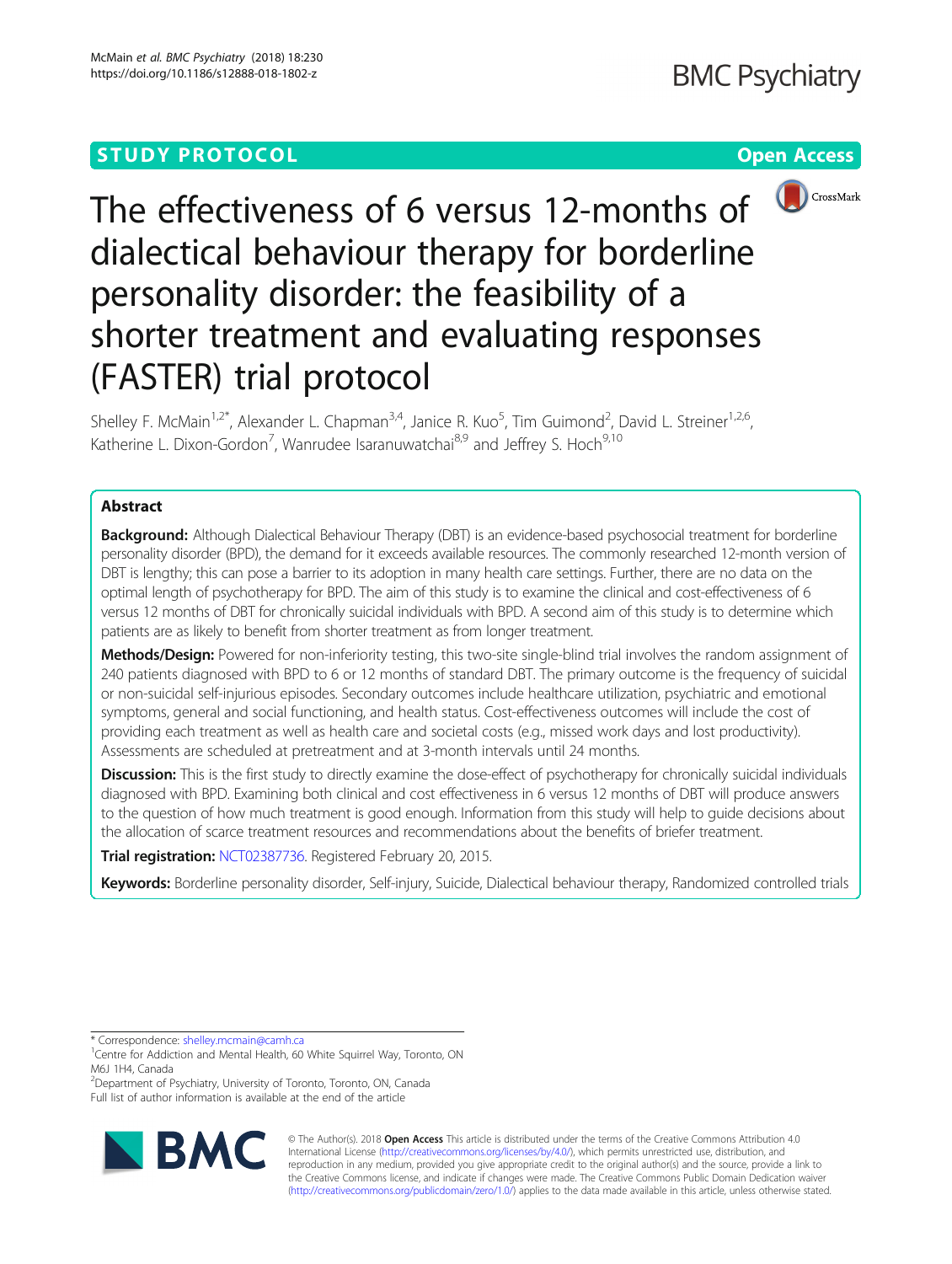STUDY PROTOCOL

Open Access

# The effectiveness of 6 versus 12-months of dialectical behaviour therapy for borderline personality disorder: the feasibility of a shorter treatment and evaluating responses (FASTER) trial protocol

Shelley F. McMain[1,2*], Alexander L. Chapman[3,4], Janice R. Kuo[5], Tim Guimond[2], David L. Streiner[1,2,6], Katherine L. Dixon-Gordon[7], Wanrudee Isaranuwatchai[8,9] and Jeffrey S. Hoch[9,10]

## Abstract

**Background:** Although Dialectical Behaviour Therapy (DBT) is an evidence-based psychosocial treatment for borderline personality disorder (BPD), the demand for it exceeds available resources. The commonly researched 12-month version of DBT is lengthy; this can pose a barrier to its adoption in many health care settings. Further, there are no data on the optimal length of psychotherapy for BPD. The aim of this study is to examine the clinical and cost-effectiveness of 6 versus 12 months of DBT for chronically suicidal individuals with BPD. A second aim of this study is to determine which patients are as likely to benefit from shorter treatment as from longer treatment.

**Methods/Design:** Powered for non-inferiority testing, this two-site single-blind trial involves the random assignment of 240 patients diagnosed with BPD to 6 or 12 months of standard DBT. The primary outcome is the frequency of suicidal or non-suicidal self-injurious episodes. Secondary outcomes include healthcare utilization, psychiatric and emotional symptoms, general and social functioning, and health status. Cost-effectiveness outcomes will include the cost of providing each treatment as well as health care and societal costs (e.g., missed work days and lost productivity). Assessments are scheduled at pretreatment and at 3-month intervals until 24 months.

**Discussion:** This is the first study to directly examine the dose-effect of psychotherapy for chronically suicidal individuals diagnosed with BPD. Examining both clinical and cost effectiveness in 6 versus 12 months of DBT will produce answers to the question of how much treatment is good enough. Information from this study will help to guide decisions about the allocation of scarce treatment resources and recommendations about the benefits of briefer treatment.

**Trial registration:** NCT02387736. Registered February 20, 2015.

**Keywords:** Borderline personality disorder, Self-injury, Suicide, Dialectical behaviour therapy, Randomized controlled trials

---

\* Correspondence: shelley.mcmain@camh.ca

[1]Centre for Addiction and Mental Health, 60 White Squirrel Way, Toronto, ON M6J 1H4, Canada

[2]Department of Psychiatry, University of Toronto, Toronto, ON, Canada

Full list of author information is available at the end of the article

© The Author(s). 2018 **Open Access** This article is distributed under the terms of the Creative Commons Attribution 4.0 International License (http://creativecommons.org/licenses/by/4.0/), which permits unrestricted use, distribution, and reproduction in any medium, provided you give appropriate credit to the original author(s) and the source, provide a link to the Creative Commons license, and indicate if changes were made. The Creative Commons Public Domain Dedication waiver (http://creativecommons.org/publicdomain/zero/1.0/) applies to the data made available in this article, unless otherwise stated.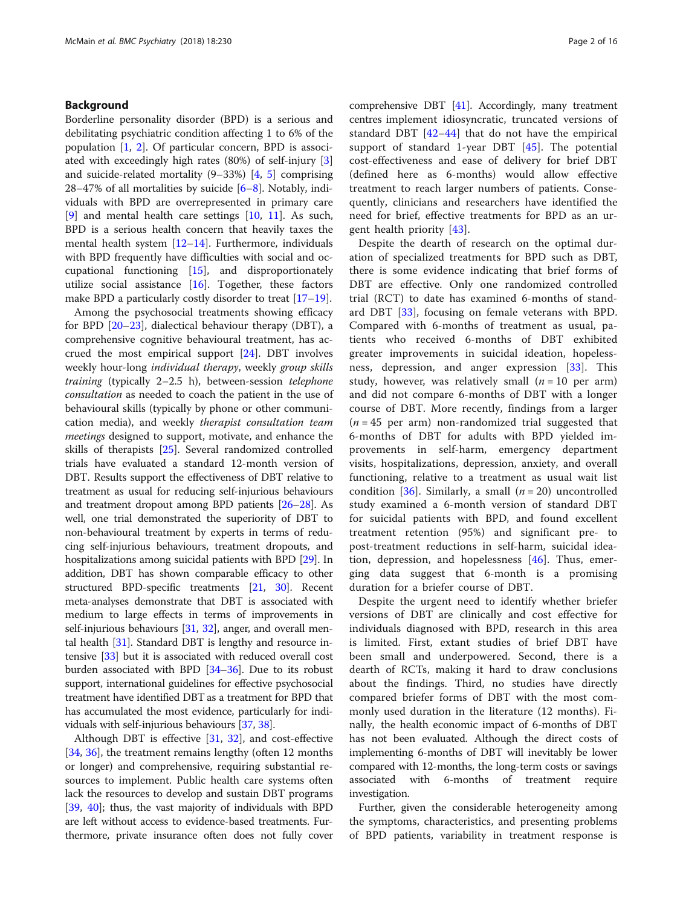## Background

Borderline personality disorder (BPD) is a serious and debilitating psychiatric condition affecting 1 to 6% of the population [1, 2]. Of particular concern, BPD is associated with exceedingly high rates (80%) of self-injury [3] and suicide-related mortality (9–33%) [4, 5] comprising 28–47% of all mortalities by suicide [6–8]. Notably, individuals with BPD are overrepresented in primary care [9] and mental health care settings [10, 11]. As such, BPD is a serious health concern that heavily taxes the mental health system [12–14]. Furthermore, individuals with BPD frequently have difficulties with social and occupational functioning [15], and disproportionately utilize social assistance [16]. Together, these factors make BPD a particularly costly disorder to treat [17–19].

Among the psychosocial treatments showing efficacy for BPD [20–23], dialectical behaviour therapy (DBT), a comprehensive cognitive behavioural treatment, has accrued the most empirical support [24]. DBT involves weekly hour-long *individual therapy*, weekly *group skills training* (typically 2–2.5 h), between-session *telephone consultation* as needed to coach the patient in the use of behavioural skills (typically by phone or other communication media), and weekly *therapist consultation team meetings* designed to support, motivate, and enhance the skills of therapists [25]. Several randomized controlled trials have evaluated a standard 12-month version of DBT. Results support the effectiveness of DBT relative to treatment as usual for reducing self-injurious behaviours and treatment dropout among BPD patients [26–28]. As well, one trial demonstrated the superiority of DBT to non-behavioural treatment by experts in terms of reducing self-injurious behaviours, treatment dropouts, and hospitalizations among suicidal patients with BPD [29]. In addition, DBT has shown comparable efficacy to other structured BPD-specific treatments [21, 30]. Recent meta-analyses demonstrate that DBT is associated with medium to large effects in terms of improvements in self-injurious behaviours [31, 32], anger, and overall mental health [31]. Standard DBT is lengthy and resource intensive [33] but it is associated with reduced overall cost burden associated with BPD [34–36]. Due to its robust support, international guidelines for effective psychosocial treatment have identified DBT as a treatment for BPD that has accumulated the most evidence, particularly for individuals with self-injurious behaviours [37, 38].

Although DBT is effective [31, 32], and cost-effective [34, 36], the treatment remains lengthy (often 12 months or longer) and comprehensive, requiring substantial resources to implement. Public health care systems often lack the resources to develop and sustain DBT programs [39, 40]; thus, the vast majority of individuals with BPD are left without access to evidence-based treatments. Furthermore, private insurance often does not fully cover comprehensive DBT [41]. Accordingly, many treatment centres implement idiosyncratic, truncated versions of standard DBT [42–44] that do not have the empirical support of standard 1-year DBT [45]. The potential cost-effectiveness and ease of delivery for brief DBT (defined here as 6-months) would allow effective treatment to reach larger numbers of patients. Consequently, clinicians and researchers have identified the need for brief, effective treatments for BPD as an urgent health priority [43].

Despite the dearth of research on the optimal duration of specialized treatments for BPD such as DBT, there is some evidence indicating that brief forms of DBT are effective. Only one randomized controlled trial (RCT) to date has examined 6-months of standard DBT [33], focusing on female veterans with BPD. Compared with 6-months of treatment as usual, patients who received 6-months of DBT exhibited greater improvements in suicidal ideation, hopelessness, depression, and anger expression [33]. This study, however, was relatively small ($n = 10$ per arm) and did not compare 6-months of DBT with a longer course of DBT. More recently, findings from a larger ($n = 45$ per arm) non-randomized trial suggested that 6-months of DBT for adults with BPD yielded improvements in self-harm, emergency department visits, hospitalizations, depression, anxiety, and overall functioning, relative to a treatment as usual wait list condition [36]. Similarly, a small ($n = 20$) uncontrolled study examined a 6-month version of standard DBT for suicidal patients with BPD, and found excellent treatment retention (95%) and significant pre- to post-treatment reductions in self-harm, suicidal ideation, depression, and hopelessness [46]. Thus, emerging data suggest that 6-month is a promising duration for a briefer course of DBT.

Despite the urgent need to identify whether briefer versions of DBT are clinically and cost effective for individuals diagnosed with BPD, research in this area is limited. First, extant studies of brief DBT have been small and underpowered. Second, there is a dearth of RCTs, making it hard to draw conclusions about the findings. Third, no studies have directly compared briefer forms of DBT with the most commonly used duration in the literature (12 months). Finally, the health economic impact of 6-months of DBT has not been evaluated. Although the direct costs of implementing 6-months of DBT will inevitably be lower compared with 12-months, the long-term costs or savings associated with 6-months of treatment require investigation.

Further, given the considerable heterogeneity among the symptoms, characteristics, and presenting problems of BPD patients, variability in treatment response is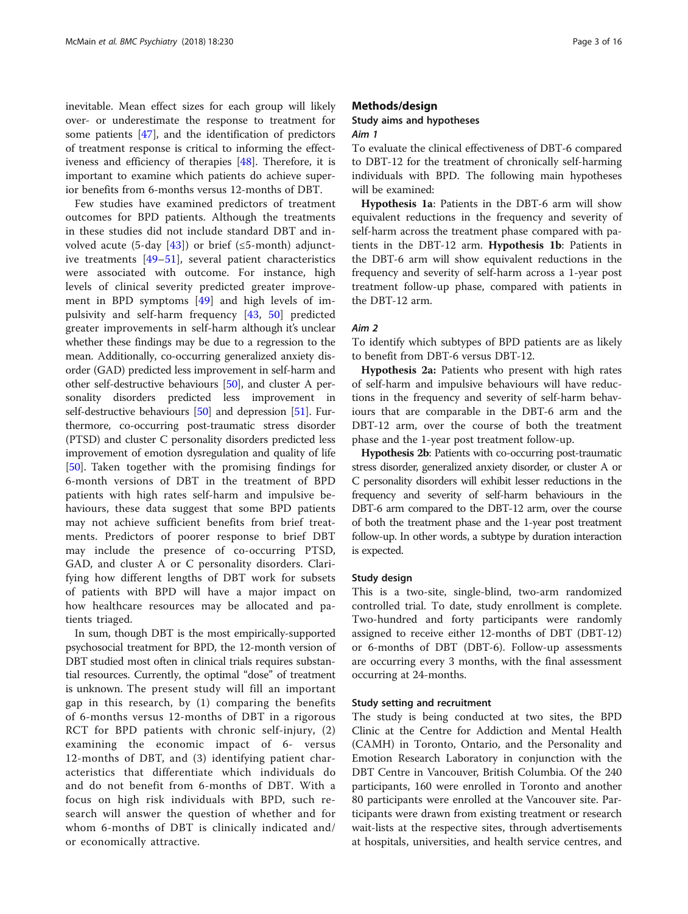inevitable. Mean effect sizes for each group will likely over- or underestimate the response to treatment for some patients [47], and the identification of predictors of treatment response is critical to informing the effectiveness and efficiency of therapies [48]. Therefore, it is important to examine which patients do achieve superior benefits from 6-months versus 12-months of DBT.

Few studies have examined predictors of treatment outcomes for BPD patients. Although the treatments in these studies did not include standard DBT and involved acute (5-day [43]) or brief (≤5-month) adjunctive treatments [49–51], several patient characteristics were associated with outcome. For instance, high levels of clinical severity predicted greater improvement in BPD symptoms [49] and high levels of impulsivity and self-harm frequency [43, 50] predicted greater improvements in self-harm although it's unclear whether these findings may be due to a regression to the mean. Additionally, co-occurring generalized anxiety disorder (GAD) predicted less improvement in self-harm and other self-destructive behaviours [50], and cluster A personality disorders predicted less improvement in self-destructive behaviours [50] and depression [51]. Furthermore, co-occurring post-traumatic stress disorder (PTSD) and cluster C personality disorders predicted less improvement of emotion dysregulation and quality of life [50]. Taken together with the promising findings for 6-month versions of DBT in the treatment of BPD patients with high rates self-harm and impulsive behaviours, these data suggest that some BPD patients may not achieve sufficient benefits from brief treatments. Predictors of poorer response to brief DBT may include the presence of co-occurring PTSD, GAD, and cluster A or C personality disorders. Clarifying how different lengths of DBT work for subsets of patients with BPD will have a major impact on how healthcare resources may be allocated and patients triaged.

In sum, though DBT is the most empirically-supported psychosocial treatment for BPD, the 12-month version of DBT studied most often in clinical trials requires substantial resources. Currently, the optimal "dose" of treatment is unknown. The present study will fill an important gap in this research, by (1) comparing the benefits of 6-months versus 12-months of DBT in a rigorous RCT for BPD patients with chronic self-injury, (2) examining the economic impact of 6- versus 12-months of DBT, and (3) identifying patient characteristics that differentiate which individuals do and do not benefit from 6-months of DBT. With a focus on high risk individuals with BPD, such research will answer the question of whether and for whom 6-months of DBT is clinically indicated and/or economically attractive.

## Methods/design

### Study aims and hypotheses

#### *Aim 1*

To evaluate the clinical effectiveness of DBT-6 compared to DBT-12 for the treatment of chronically self-harming individuals with BPD. The following main hypotheses will be examined:

**Hypothesis 1a**: Patients in the DBT-6 arm will show equivalent reductions in the frequency and severity of self-harm across the treatment phase compared with patients in the DBT-12 arm. **Hypothesis 1b**: Patients in the DBT-6 arm will show equivalent reductions in the frequency and severity of self-harm across a 1-year post treatment follow-up phase, compared with patients in the DBT-12 arm.

#### *Aim 2*

To identify which subtypes of BPD patients are as likely to benefit from DBT-6 versus DBT-12.

**Hypothesis 2a:** Patients who present with high rates of self-harm and impulsive behaviours will have reductions in the frequency and severity of self-harm behaviours that are comparable in the DBT-6 arm and the DBT-12 arm, over the course of both the treatment phase and the 1-year post treatment follow-up.

**Hypothesis 2b**: Patients with co-occurring post-traumatic stress disorder, generalized anxiety disorder, or cluster A or C personality disorders will exhibit lesser reductions in the frequency and severity of self-harm behaviours in the DBT-6 arm compared to the DBT-12 arm, over the course of both the treatment phase and the 1-year post treatment follow-up. In other words, a subtype by duration interaction is expected.

### Study design

This is a two-site, single-blind, two-arm randomized controlled trial. To date, study enrollment is complete. Two-hundred and forty participants were randomly assigned to receive either 12-months of DBT (DBT-12) or 6-months of DBT (DBT-6). Follow-up assessments are occurring every 3 months, with the final assessment occurring at 24-months.

### Study setting and recruitment

The study is being conducted at two sites, the BPD Clinic at the Centre for Addiction and Mental Health (CAMH) in Toronto, Ontario, and the Personality and Emotion Research Laboratory in conjunction with the DBT Centre in Vancouver, British Columbia. Of the 240 participants, 160 were enrolled in Toronto and another 80 participants were enrolled at the Vancouver site. Participants were drawn from existing treatment or research wait-lists at the respective sites, through advertisements at hospitals, universities, and health service centres, and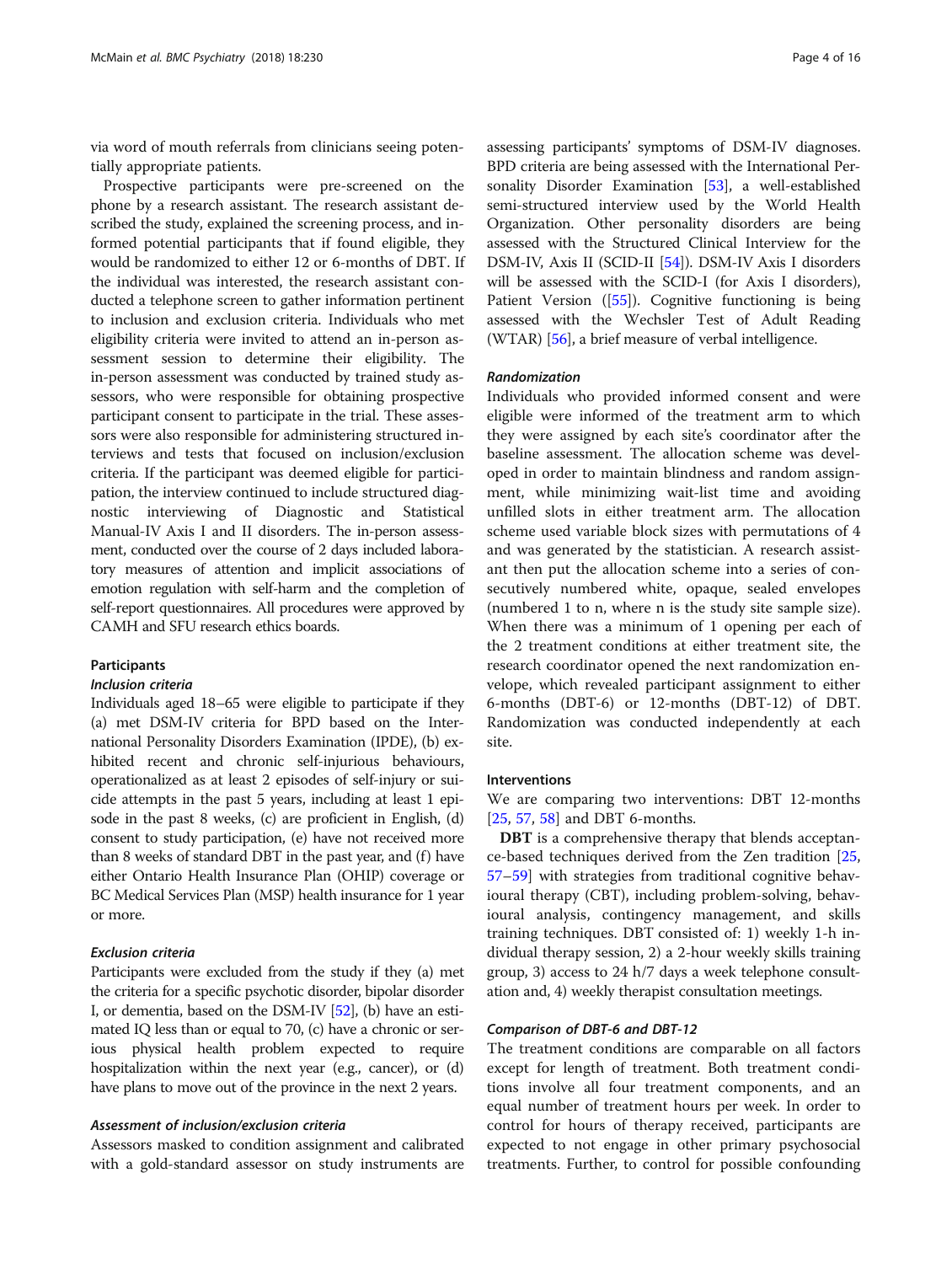via word of mouth referrals from clinicians seeing potentially appropriate patients.

Prospective participants were pre-screened on the phone by a research assistant. The research assistant described the study, explained the screening process, and informed potential participants that if found eligible, they would be randomized to either 12 or 6-months of DBT. If the individual was interested, the research assistant conducted a telephone screen to gather information pertinent to inclusion and exclusion criteria. Individuals who met eligibility criteria were invited to attend an in-person assessment session to determine their eligibility. The in-person assessment was conducted by trained study assessors, who were responsible for obtaining prospective participant consent to participate in the trial. These assessors were also responsible for administering structured interviews and tests that focused on inclusion/exclusion criteria. If the participant was deemed eligible for participation, the interview continued to include structured diagnostic interviewing of Diagnostic and Statistical Manual-IV Axis I and II disorders. The in-person assessment, conducted over the course of 2 days included laboratory measures of attention and implicit associations of emotion regulation with self-harm and the completion of self-report questionnaires. All procedures were approved by CAMH and SFU research ethics boards.

## Participants

### *Inclusion criteria*

Individuals aged 18–65 were eligible to participate if they (a) met DSM-IV criteria for BPD based on the International Personality Disorders Examination (IPDE), (b) exhibited recent and chronic self-injurious behaviours, operationalized as at least 2 episodes of self-injury or suicide attempts in the past 5 years, including at least 1 episode in the past 8 weeks, (c) are proficient in English, (d) consent to study participation, (e) have not received more than 8 weeks of standard DBT in the past year, and (f) have either Ontario Health Insurance Plan (OHIP) coverage or BC Medical Services Plan (MSP) health insurance for 1 year or more.

### *Exclusion criteria*

Participants were excluded from the study if they (a) met the criteria for a specific psychotic disorder, bipolar disorder I, or dementia, based on the DSM-IV [52], (b) have an estimated IQ less than or equal to 70, (c) have a chronic or serious physical health problem expected to require hospitalization within the next year (e.g., cancer), or (d) have plans to move out of the province in the next 2 years.

### *Assessment of inclusion/exclusion criteria*

Assessors masked to condition assignment and calibrated with a gold-standard assessor on study instruments are assessing participants' symptoms of DSM-IV diagnoses. BPD criteria are being assessed with the International Personality Disorder Examination [53], a well-established semi-structured interview used by the World Health Organization. Other personality disorders are being assessed with the Structured Clinical Interview for the DSM-IV, Axis II (SCID-II [54]). DSM-IV Axis I disorders will be assessed with the SCID-I (for Axis I disorders), Patient Version ([55]). Cognitive functioning is being assessed with the Wechsler Test of Adult Reading (WTAR) [56], a brief measure of verbal intelligence.

### *Randomization*

Individuals who provided informed consent and were eligible were informed of the treatment arm to which they were assigned by each site's coordinator after the baseline assessment. The allocation scheme was developed in order to maintain blindness and random assignment, while minimizing wait-list time and avoiding unfilled slots in either treatment arm. The allocation scheme used variable block sizes with permutations of 4 and was generated by the statistician. A research assistant then put the allocation scheme into a series of consecutively numbered white, opaque, sealed envelopes (numbered 1 to n, where n is the study site sample size). When there was a minimum of 1 opening per each of the 2 treatment conditions at either treatment site, the research coordinator opened the next randomization envelope, which revealed participant assignment to either 6-months (DBT-6) or 12-months (DBT-12) of DBT. Randomization was conducted independently at each site.

## Interventions

We are comparing two interventions: DBT 12-months [25, 57, 58] and DBT 6-months.

**DBT** is a comprehensive therapy that blends acceptance-based techniques derived from the Zen tradition [25, 57–59] with strategies from traditional cognitive behavioural therapy (CBT), including problem-solving, behavioural analysis, contingency management, and skills training techniques. DBT consisted of: 1) weekly 1-h individual therapy session, 2) a 2-hour weekly skills training group, 3) access to 24 h/7 days a week telephone consultation and, 4) weekly therapist consultation meetings.

### *Comparison of DBT-6 and DBT-12*

The treatment conditions are comparable on all factors except for length of treatment. Both treatment conditions involve all four treatment components, and an equal number of treatment hours per week. In order to control for hours of therapy received, participants are expected to not engage in other primary psychosocial treatments. Further, to control for possible confounding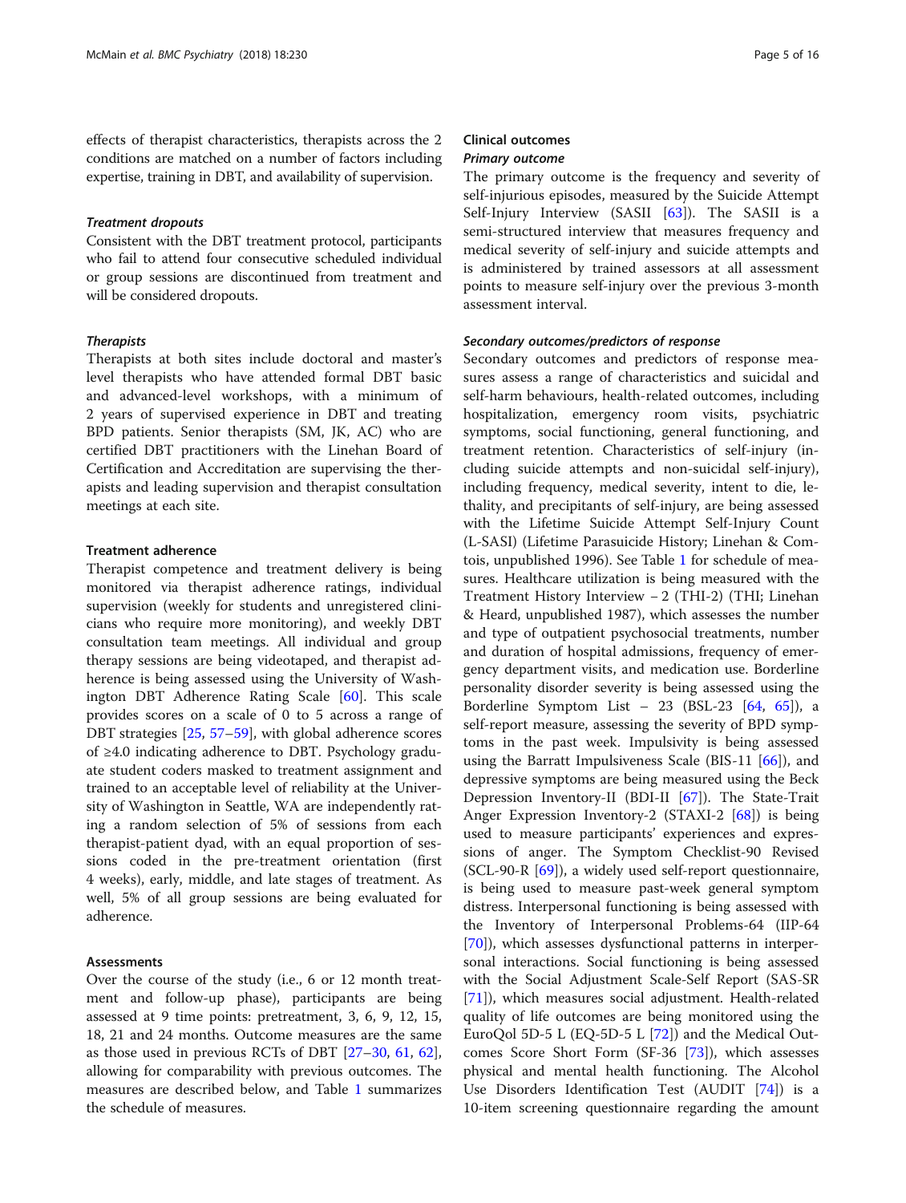effects of therapist characteristics, therapists across the 2 conditions are matched on a number of factors including expertise, training in DBT, and availability of supervision.

#### *Treatment dropouts*

Consistent with the DBT treatment protocol, participants who fail to attend four consecutive scheduled individual or group sessions are discontinued from treatment and will be considered dropouts.

#### *Therapists*

Therapists at both sites include doctoral and master's level therapists who have attended formal DBT basic and advanced-level workshops, with a minimum of 2 years of supervised experience in DBT and treating BPD patients. Senior therapists (SM, JK, AC) who are certified DBT practitioners with the Linehan Board of Certification and Accreditation are supervising the therapists and leading supervision and therapist consultation meetings at each site.

### Treatment adherence

Therapist competence and treatment delivery is being monitored via therapist adherence ratings, individual supervision (weekly for students and unregistered clinicians who require more monitoring), and weekly DBT consultation team meetings. All individual and group therapy sessions are being videotaped, and therapist adherence is being assessed using the University of Washington DBT Adherence Rating Scale [60]. This scale provides scores on a scale of 0 to 5 across a range of DBT strategies [25, 57–59], with global adherence scores of ≥4.0 indicating adherence to DBT. Psychology graduate student coders masked to treatment assignment and trained to an acceptable level of reliability at the University of Washington in Seattle, WA are independently rating a random selection of 5% of sessions from each therapist-patient dyad, with an equal proportion of sessions coded in the pre-treatment orientation (first 4 weeks), early, middle, and late stages of treatment. As well, 5% of all group sessions are being evaluated for adherence.

### Assessments

Over the course of the study (i.e., 6 or 12 month treatment and follow-up phase), participants are being assessed at 9 time points: pretreatment, 3, 6, 9, 12, 15, 18, 21 and 24 months. Outcome measures are the same as those used in previous RCTs of DBT [27–30, 61, 62], allowing for comparability with previous outcomes. The measures are described below, and Table 1 summarizes the schedule of measures.

### Clinical outcomes

#### *Primary outcome*

The primary outcome is the frequency and severity of self-injurious episodes, measured by the Suicide Attempt Self-Injury Interview (SASII [63]). The SASII is a semi-structured interview that measures frequency and medical severity of self-injury and suicide attempts and is administered by trained assessors at all assessment points to measure self-injury over the previous 3-month assessment interval.

#### *Secondary outcomes/predictors of response*

Secondary outcomes and predictors of response measures assess a range of characteristics and suicidal and self-harm behaviours, health-related outcomes, including hospitalization, emergency room visits, psychiatric symptoms, social functioning, general functioning, and treatment retention. Characteristics of self-injury (including suicide attempts and non-suicidal self-injury), including frequency, medical severity, intent to die, lethality, and precipitants of self-injury, are being assessed with the Lifetime Suicide Attempt Self-Injury Count (L-SASI) (Lifetime Parasuicide History; Linehan & Comtois, unpublished 1996). See Table 1 for schedule of measures. Healthcare utilization is being measured with the Treatment History Interview – 2 (THI-2) (THI; Linehan & Heard, unpublished 1987), which assesses the number and type of outpatient psychosocial treatments, number and duration of hospital admissions, frequency of emergency department visits, and medication use. Borderline personality disorder severity is being assessed using the Borderline Symptom List – 23 (BSL-23 [64, 65]), a self-report measure, assessing the severity of BPD symptoms in the past week. Impulsivity is being assessed using the Barratt Impulsiveness Scale (BIS-11 [66]), and depressive symptoms are being measured using the Beck Depression Inventory-II (BDI-II [67]). The State-Trait Anger Expression Inventory-2 (STAXI-2 [68]) is being used to measure participants' experiences and expressions of anger. The Symptom Checklist-90 Revised (SCL-90-R [69]), a widely used self-report questionnaire, is being used to measure past-week general symptom distress. Interpersonal functioning is being assessed with the Inventory of Interpersonal Problems-64 (IIP-64 [70]), which assesses dysfunctional patterns in interpersonal interactions. Social functioning is being assessed with the Social Adjustment Scale-Self Report (SAS-SR [71]), which measures social adjustment. Health-related quality of life outcomes are being monitored using the EuroQol 5D-5 L (EQ-5D-5 L [72]) and the Medical Outcomes Score Short Form (SF-36 [73]), which assesses physical and mental health functioning. The Alcohol Use Disorders Identification Test (AUDIT [74]) is a 10-item screening questionnaire regarding the amount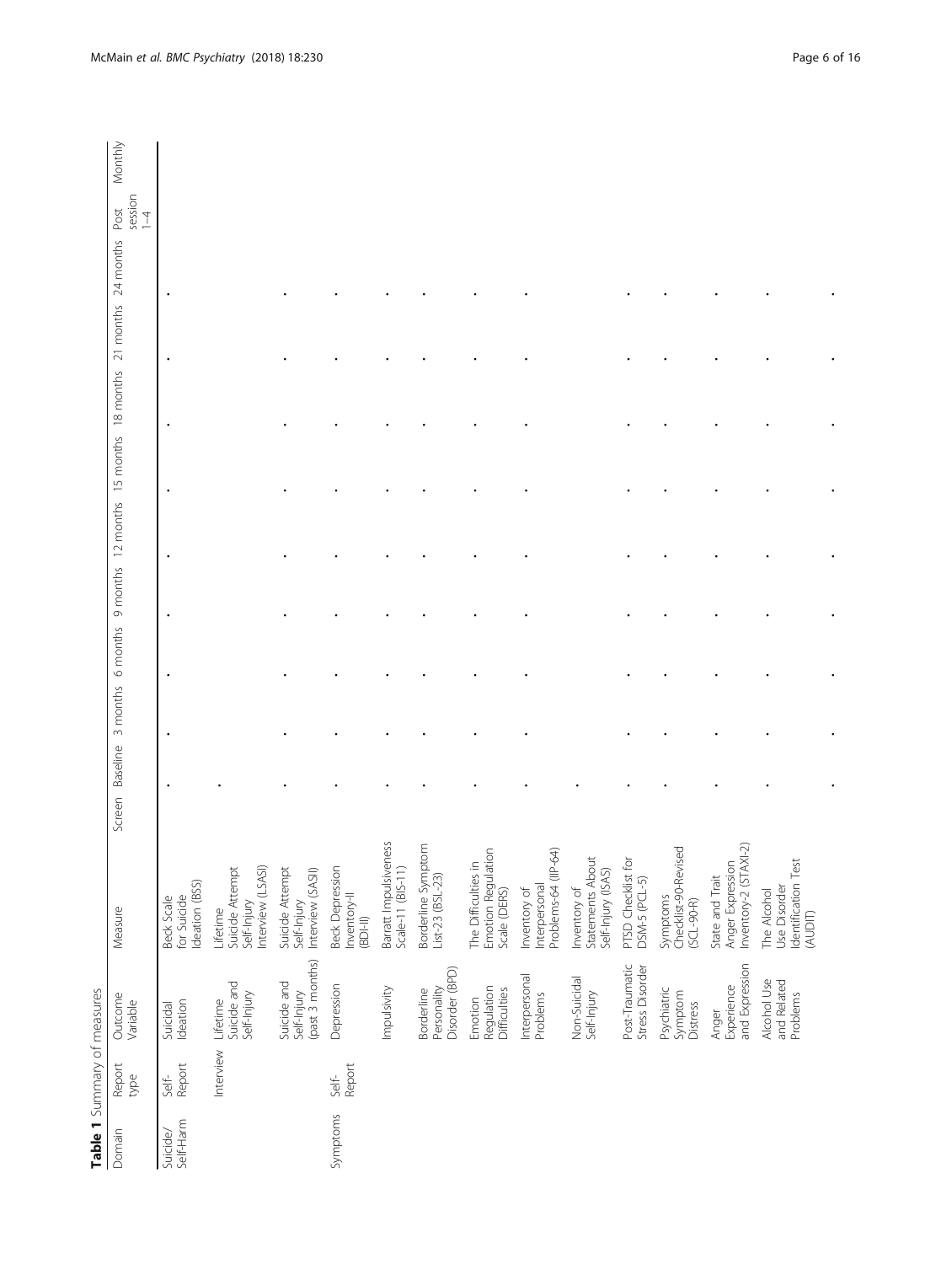**Table 1** Summary of measures

| Domain | Report type | Outcome Variable | Measure | Screen | Baseline | 3 months | 6 months | 9 months | 12 months | 15 months | 18 months | 21 months | 24 months | Post session 1–4 | Monthly |
|---|---|---|---|---|---|---|---|---|---|---|---|---|---|---|---|
| Suicide/ Self-Harm | Self-Report | Suicidal Ideation | Beck Scale for Suicide Ideation (BSS) | | • | • | • | • | • | • | • | • | • | | |
| | Interview | Lifetime Suicide and Self-Injury | Lifetime Suicide Attempt Self-Injury Interview (LSASI) | | • | | | | | | | | | | |
| | | Suicide and Self-Injury (past 3 months) | Suicide Attempt Self-Injury Interview (SASII) | | • | • | • | • | • | • | • | • | • | | |
| Symptoms | Self-Report | Depression | Beck Depression Inventory-II (BDI-II) | | • | • | • | • | • | • | • | • | • | | |
| | | Impulsivity | Barratt Impulsiveness Scale-11 (BIS-11) | | • | • | • | • | • | • | • | • | • | | |
| | | Borderline Personality Disorder (BPD) | Borderline Symptom List-23 (BSL-23) | | • | • | • | • | • | • | • | • | • | | |
| | | Emotion Regulation Difficulties | The Difficulties in Emotion Regulation Scale (DERS) | | • | • | • | • | • | • | • | • | • | | |
| | | Interpersonal Problems | Inventory of Interpersonal Problems-64 (IIP-64) | | • | • | • | • | • | • | • | • | • | | |
| | | Non-Suicidal Self-Injury | Inventory of Statements About Self-Injury (ISAS) | | • | | | | | | | | | | |
| | | Post-Traumatic Stress Disorder | PTSD Checklist for DSM-5 (PCL-5) | | • | • | • | • | • | • | • | • | • | | |
| | | Psychiatric Symptom Distress | Symptoms Checklist-90-Revised (SCL-90-R) | | • | • | • | • | • | • | • | • | • | | |
| | | Anger Experience and Expression | State and Trait Anger Expression Inventory-2 (STAXI-2) | | • | • | • | • | • | • | • | • | • | | |
| | | Alcohol Use and Related Problems | The Alcohol Use Disorder Identification Test (AUDIT) | | • | • | • | • | • | • | • | • | • | | |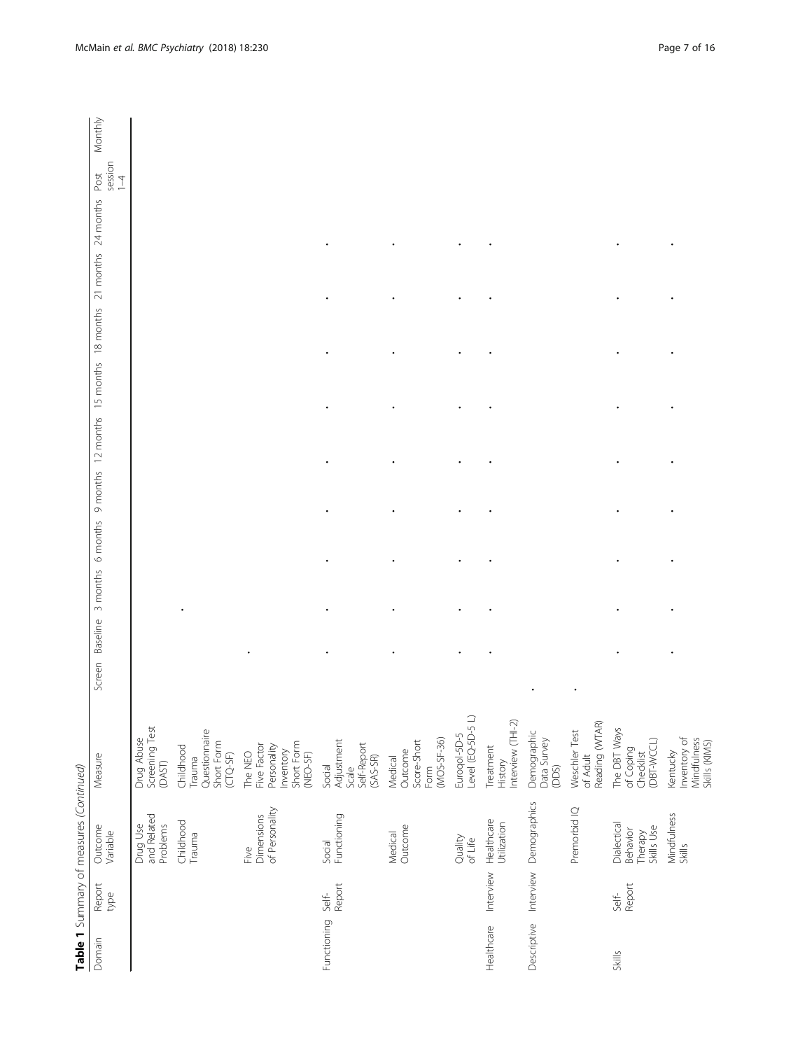**Table 1** Summary of measures *(Continued)*

| Domain | Report type | Outcome Variable | Measure | Screen | Baseline | 3 months | 6 months | 9 months | 12 months | 15 months | 18 months | 21 months | 24 months | Post session 1–4 | Monthly |
|---|---|---|---|---|---|---|---|---|---|---|---|---|---|---|---|
| | | Drug Use and Related Problems | Drug Abuse Screening Test (DAST) | | | | | | | | | | | | |
| | | Childhood Trauma | Childhood Trauma Questionnaire Short Form (CTQ-SF) | | | • | | | | | | | | | |
| | | Five Dimensions of Personality | The NEO Five Factor Personality Inventory Short Form (NEO-SF) | | • | | | | | | | | | | |
| Functioning | Self-Report | Social Functioning | Social Adjustment Scale Self-Report (SAS-SR) | | • | • | • | • | • | • | • | • | • | | |
| | | Medical Outcome | Medical Outcome Score-Short Form (MOS-SF-36) | | • | • | • | • | • | • | • | • | • | | |
| | | Quality of Life | Euroqol-5D-5 Level (EQ-5D-5 L) | | • | • | • | • | • | • | • | • | • | | |
| Healthcare | Interview | Healthcare Utilization | Treatment History Interview (THI-2) | | • | • | • | • | • | • | • | • | • | | |
| Descriptive | Interview | Demographics | Demographic Data Survey (DDS) | • | | | | | | | | | | | |
| | | Premorbid IQ | Weschler Test of Adult Reading (WTAR) | • | | | | | | | | | | | |
| Skills | Self-Report | Dialectical Behavior Therapy Skills Use | The DBT Ways of Coping Checklist (DBT-WCCL) | | • | • | • | • | • | • | • | • | • | | |
| | | Mindfulness Skills | Kentucky Inventory of Mindfulness Skills (KIMS) | | • | • | • | • | • | • | • | • | • | | |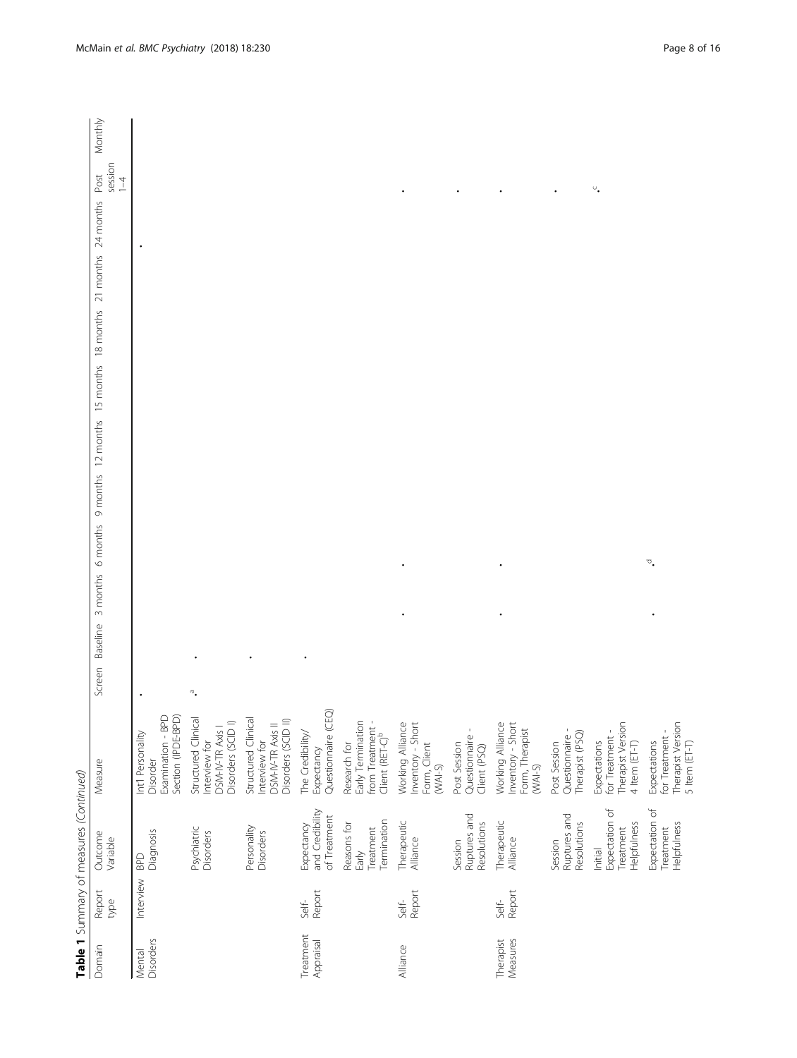**Table 1** Summary of measures *(Continued)*

| Domain | Report type | Outcome Variable | Measure | Screen | Baseline | 3 months | 6 months | 9 months | 12 months | 15 months | 18 months | 21 months | 24 months | Post session 1–4 | Monthly |
|---|---|---|---|---|---|---|---|---|---|---|---|---|---|---|---|
| Mental Disorders | Interview | BPD Diagnosis | Int'l Personality Disorder Examination - BPD Section (IPDE-BPD) | • | | | | | | | | | • | | |
| | | Psychiatric Disorders | Structured Clinical Interview for DSM-IV-TR Axis I Disorders (SCID I) | •[a] | • | | | | | | | | | | |
| | | Personality Disorders | Structured Clinical Interview for DSM-IV-TR Axis II Disorders (SCID II) | | • | | | | | | | | | | |
| Treatment Appraisal | Self-Report | Expectancy and Credibility of Treatment | The Credibility/ Expectancy Questionnaire (CEQ) | | • | | | | | | | | | | |
| | | Reasons for Early Treatment Termination | Research for Early Termination from Treatment - Client (RET-C)[b] | | | | | | | | | | | | |
| Alliance | Self-Report | Therapeutic Alliance | Working Alliance Inventory - Short Form, Client (WAI-S) | | | • | • | | | | | | | • | |
| | | Session Ruptures and Resolutions | Post Session Questionnaire - Client (PSQ) | | | | | | | | | | | • | |
| Therapist Measures | Self-Report | Therapeutic Alliance | Working Alliance Inventory - Short Form, Therapist (WAI-S) | | | • | • | | | | | | | • | |
| | | Session Ruptures and Resolutions | Post Session Questionnaire - Therapist (PSQ) | | | | | | | | | | | • | |
| | | Initial Expectation of Treatment Helpfulness | Expectations for Treatment - Therapist Version 4 Item (ET-T) | | | | | | | | | | | •[c] | |
| | | Expectation of Treatment Helpfulness | Expectations for Treatment - Therapist Version 5 Item (ET-T) | | | • | •[d] | | | | | | | | |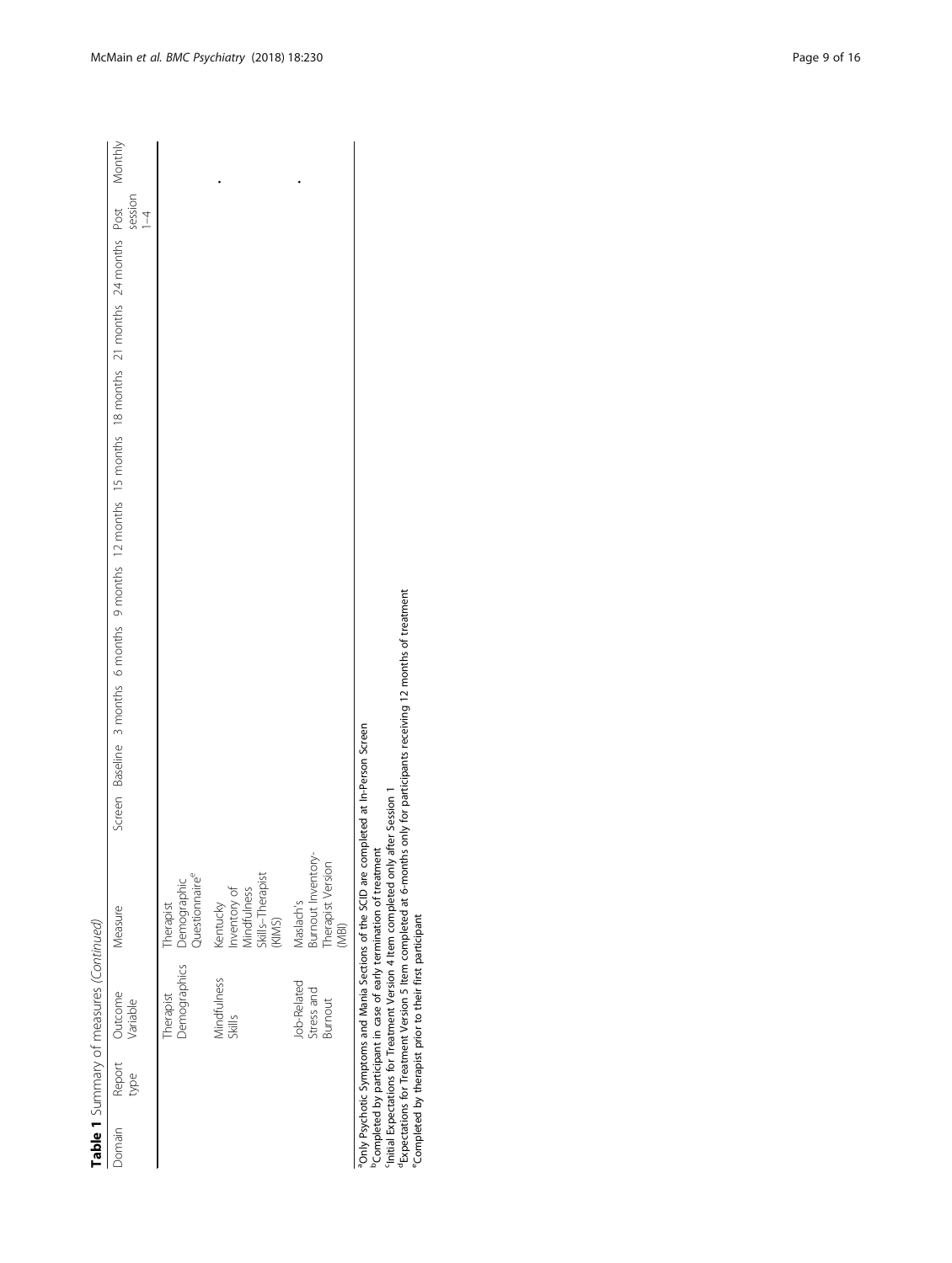**Table 1** Summary of measures *(Continued)*

| Domain | Report type | Outcome Variable | Measure | Screen | Baseline | 3 months | 6 months | 9 months | 12 months | 15 months | 18 months | 21 months | 24 months | Post session 1–4 | Monthly |
|---|---|---|---|---|---|---|---|---|---|---|---|---|---|---|---|
| | | Therapist Demographics | Therapist Demographic Questionnaire[e] | | | | | | | | | | | | |
| | | Mindfulness Skills | Kentucky Inventory of Mindfulness Skills–Therapist (KIMS) | | | | | | | | | | | • | |
| | | Job-Related Stress and Burnout | Maslach's Burnout Inventory-Therapist Version (MBI) | | | | | | | | | | | • | |

[a]Only Psychotic Symptoms and Mania Sections of the SCID are completed at In-Person Screen
[b]Completed by participant in case of early termination of treatment
[c]Initial Expectations for Treatment Version 4 Item completed only after Session 1
[d]Expectations for Treatment Version 5 Item completed at 6-months only for participants receiving 12 months of treatment
[e]Completed by therapist prior to their first participant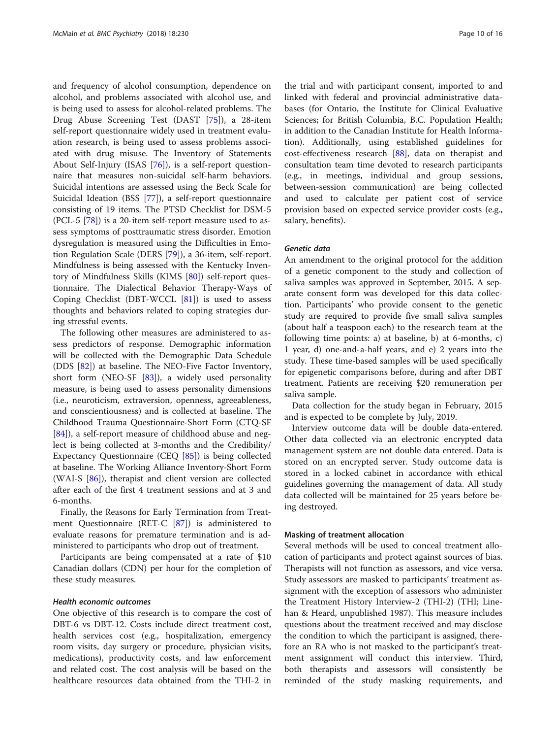and frequency of alcohol consumption, dependence on alcohol, and problems associated with alcohol use, and is being used to assess for alcohol-related problems. The Drug Abuse Screening Test (DAST [75]), a 28-item self-report questionnaire widely used in treatment evaluation research, is being used to assess problems associated with drug misuse. The Inventory of Statements About Self-Injury (ISAS [76]), is a self-report questionnaire that measures non-suicidal self-harm behaviors. Suicidal intentions are assessed using the Beck Scale for Suicidal Ideation (BSS [77]), a self-report questionnaire consisting of 19 items. The PTSD Checklist for DSM-5 (PCL-5 [78]) is a 20-item self-report measure used to assess symptoms of posttraumatic stress disorder. Emotion dysregulation is measured using the Difficulties in Emotion Regulation Scale (DERS [79]), a 36-item, self-report. Mindfulness is being assessed with the Kentucky Inventory of Mindfulness Skills (KIMS [80]) self-report questionnaire. The Dialectical Behavior Therapy-Ways of Coping Checklist (DBT-WCCL [81]) is used to assess thoughts and behaviors related to coping strategies during stressful events.

The following other measures are administered to assess predictors of response. Demographic information will be collected with the Demographic Data Schedule (DDS [82]) at baseline. The NEO-Five Factor Inventory, short form (NEO-SF [83]), a widely used personality measure, is being used to assess personality dimensions (i.e., neuroticism, extraversion, openness, agreeableness, and conscientiousness) and is collected at baseline. The Childhood Trauma Questionnaire-Short Form (CTQ-SF [84]), a self-report measure of childhood abuse and neglect is being collected at 3-months and the Credibility/Expectancy Questionnaire (CEQ [85]) is being collected at baseline. The Working Alliance Inventory-Short Form (WAI-S [86]), therapist and client version are collected after each of the first 4 treatment sessions and at 3 and 6-months.

Finally, the Reasons for Early Termination from Treatment Questionnaire (RET-C [87]) is administered to evaluate reasons for premature termination and is administered to participants who drop out of treatment.

Participants are being compensated at a rate of $10 Canadian dollars (CDN) per hour for the completion of these study measures.

#### *Health economic outcomes*

One objective of this research is to compare the cost of DBT-6 vs DBT-12. Costs include direct treatment cost, health services cost (e.g., hospitalization, emergency room visits, day surgery or procedure, physician visits, medications), productivity costs, and law enforcement and related cost. The cost analysis will be based on the healthcare resources data obtained from the THI-2 in the trial and with participant consent, imported to and linked with federal and provincial administrative databases (for Ontario, the Institute for Clinical Evaluative Sciences; for British Columbia, B.C. Population Health; in addition to the Canadian Institute for Health Information). Additionally, using established guidelines for cost-effectiveness research [88], data on therapist and consultation team time devoted to research participants (e.g., in meetings, individual and group sessions, between-session communication) are being collected and used to calculate per patient cost of service provision based on expected service provider costs (e.g., salary, benefits).

#### *Genetic data*

An amendment to the original protocol for the addition of a genetic component to the study and collection of saliva samples was approved in September, 2015. A separate consent form was developed for this data collection. Participants' who provide consent to the genetic study are required to provide five small saliva samples (about half a teaspoon each) to the research team at the following time points: a) at baseline, b) at 6-months, c) 1 year, d) one-and-a-half years, and e) 2 years into the study. These time-based samples will be used specifically for epigenetic comparisons before, during and after DBT treatment. Patients are receiving $20 remuneration per saliva sample.

Data collection for the study began in February, 2015 and is expected to be complete by July, 2019.

Interview outcome data will be double data-entered. Other data collected via an electronic encrypted data management system are not double data entered. Data is stored on an encrypted server. Study outcome data is stored in a locked cabinet in accordance with ethical guidelines governing the management of data. All study data collected will be maintained for 25 years before being destroyed.

### Masking of treatment allocation

Several methods will be used to conceal treatment allocation of participants and protect against sources of bias. Therapists will not function as assessors, and vice versa. Study assessors are masked to participants' treatment assignment with the exception of assessors who administer the Treatment History Interview-2 (THI-2) (THI; Linehan & Heard, unpublished 1987). This measure includes questions about the treatment received and may disclose the condition to which the participant is assigned, therefore an RA who is not masked to the participant's treatment assignment will conduct this interview. Third, both therapists and assessors will consistently be reminded of the study masking requirements, and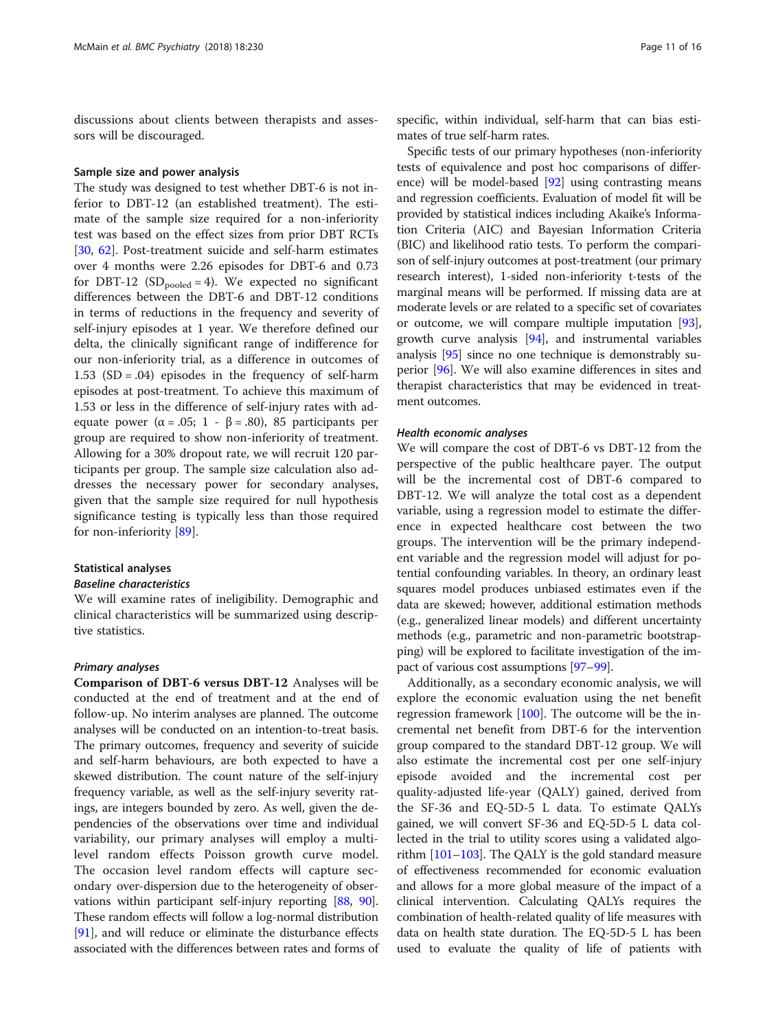discussions about clients between therapists and assessors will be discouraged.

### Sample size and power analysis

The study was designed to test whether DBT-6 is not inferior to DBT-12 (an established treatment). The estimate of the sample size required for a non-inferiority test was based on the effect sizes from prior DBT RCTs [30, 62]. Post-treatment suicide and self-harm estimates over 4 months were 2.26 episodes for DBT-6 and 0.73 for DBT-12 ($SD_{pooled} = 4$). We expected no significant differences between the DBT-6 and DBT-12 conditions in terms of reductions in the frequency and severity of self-injury episodes at 1 year. We therefore defined our delta, the clinically significant range of indifference for our non-inferiority trial, as a difference in outcomes of 1.53 (SD = .04) episodes in the frequency of self-harm episodes at post-treatment. To achieve this maximum of 1.53 or less in the difference of self-injury rates with adequate power ($\alpha = .05$; $1 - \beta = .80$), 85 participants per group are required to show non-inferiority of treatment. Allowing for a 30% dropout rate, we will recruit 120 participants per group. The sample size calculation also addresses the necessary power for secondary analyses, given that the sample size required for null hypothesis significance testing is typically less than those required for non-inferiority [89].

### Statistical analyses

#### *Baseline characteristics*

We will examine rates of ineligibility. Demographic and clinical characteristics will be summarized using descriptive statistics.

#### *Primary analyses*

**Comparison of DBT-6 versus DBT-12** Analyses will be conducted at the end of treatment and at the end of follow-up. No interim analyses are planned. The outcome analyses will be conducted on an intention-to-treat basis. The primary outcomes, frequency and severity of suicide and self-harm behaviours, are both expected to have a skewed distribution. The count nature of the self-injury frequency variable, as well as the self-injury severity ratings, are integers bounded by zero. As well, given the dependencies of the observations over time and individual variability, our primary analyses will employ a multilevel random effects Poisson growth curve model. The occasion level random effects will capture secondary over-dispersion due to the heterogeneity of observations within participant self-injury reporting [88, 90]. These random effects will follow a log-normal distribution [91], and will reduce or eliminate the disturbance effects associated with the differences between rates and forms of specific, within individual, self-harm that can bias estimates of true self-harm rates.

Specific tests of our primary hypotheses (non-inferiority tests of equivalence and post hoc comparisons of difference) will be model-based [92] using contrasting means and regression coefficients. Evaluation of model fit will be provided by statistical indices including Akaike's Information Criteria (AIC) and Bayesian Information Criteria (BIC) and likelihood ratio tests. To perform the comparison of self-injury outcomes at post-treatment (our primary research interest), 1-sided non-inferiority t-tests of the marginal means will be performed. If missing data are at moderate levels or are related to a specific set of covariates or outcome, we will compare multiple imputation [93], growth curve analysis [94], and instrumental variables analysis [95] since no one technique is demonstrably superior [96]. We will also examine differences in sites and therapist characteristics that may be evidenced in treatment outcomes.

#### *Health economic analyses*

We will compare the cost of DBT-6 vs DBT-12 from the perspective of the public healthcare payer. The output will be the incremental cost of DBT-6 compared to DBT-12. We will analyze the total cost as a dependent variable, using a regression model to estimate the difference in expected healthcare cost between the two groups. The intervention will be the primary independent variable and the regression model will adjust for potential confounding variables. In theory, an ordinary least squares model produces unbiased estimates even if the data are skewed; however, additional estimation methods (e.g., generalized linear models) and different uncertainty methods (e.g., parametric and non-parametric bootstrapping) will be explored to facilitate investigation of the impact of various cost assumptions [97–99].

Additionally, as a secondary economic analysis, we will explore the economic evaluation using the net benefit regression framework [100]. The outcome will be the incremental net benefit from DBT-6 for the intervention group compared to the standard DBT-12 group. We will also estimate the incremental cost per one self-injury episode avoided and the incremental cost per quality-adjusted life-year (QALY) gained, derived from the SF-36 and EQ-5D-5 L data. To estimate QALYs gained, we will convert SF-36 and EQ-5D-5 L data collected in the trial to utility scores using a validated algorithm [101–103]. The QALY is the gold standard measure of effectiveness recommended for economic evaluation and allows for a more global measure of the impact of a clinical intervention. Calculating QALYs requires the combination of health-related quality of life measures with data on health state duration. The EQ-5D-5 L has been used to evaluate the quality of life of patients with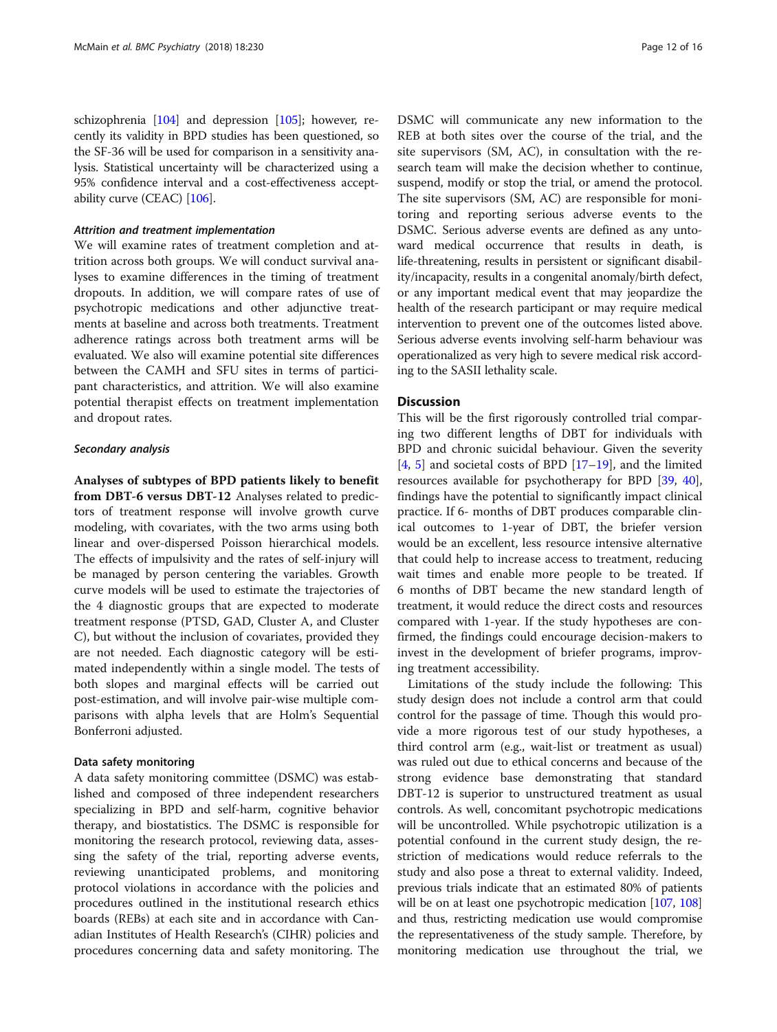schizophrenia [104] and depression [105]; however, recently its validity in BPD studies has been questioned, so the SF-36 will be used for comparison in a sensitivity analysis. Statistical uncertainty will be characterized using a 95% confidence interval and a cost-effectiveness acceptability curve (CEAC) [106].

#### *Attrition and treatment implementation*

We will examine rates of treatment completion and attrition across both groups. We will conduct survival analyses to examine differences in the timing of treatment dropouts. In addition, we will compare rates of use of psychotropic medications and other adjunctive treatments at baseline and across both treatments. Treatment adherence ratings across both treatment arms will be evaluated. We also will examine potential site differences between the CAMH and SFU sites in terms of participant characteristics, and attrition. We will also examine potential therapist effects on treatment implementation and dropout rates.

#### *Secondary analysis*

**Analyses of subtypes of BPD patients likely to benefit from DBT-6 versus DBT-12** Analyses related to predictors of treatment response will involve growth curve modeling, with covariates, with the two arms using both linear and over-dispersed Poisson hierarchical models. The effects of impulsivity and the rates of self-injury will be managed by person centering the variables. Growth curve models will be used to estimate the trajectories of the 4 diagnostic groups that are expected to moderate treatment response (PTSD, GAD, Cluster A, and Cluster C), but without the inclusion of covariates, provided they are not needed. Each diagnostic category will be estimated independently within a single model. The tests of both slopes and marginal effects will be carried out post-estimation, and will involve pair-wise multiple comparisons with alpha levels that are Holm's Sequential Bonferroni adjusted.

### Data safety monitoring

A data safety monitoring committee (DSMC) was established and composed of three independent researchers specializing in BPD and self-harm, cognitive behavior therapy, and biostatistics. The DSMC is responsible for monitoring the research protocol, reviewing data, assessing the safety of the trial, reporting adverse events, reviewing unanticipated problems, and monitoring protocol violations in accordance with the policies and procedures outlined in the institutional research ethics boards (REBs) at each site and in accordance with Canadian Institutes of Health Research's (CIHR) policies and procedures concerning data and safety monitoring. The DSMC will communicate any new information to the REB at both sites over the course of the trial, and the site supervisors (SM, AC), in consultation with the research team will make the decision whether to continue, suspend, modify or stop the trial, or amend the protocol. The site supervisors (SM, AC) are responsible for monitoring and reporting serious adverse events to the DSMC. Serious adverse events are defined as any untoward medical occurrence that results in death, is life-threatening, results in persistent or significant disability/incapacity, results in a congenital anomaly/birth defect, or any important medical event that may jeopardize the health of the research participant or may require medical intervention to prevent one of the outcomes listed above. Serious adverse events involving self-harm behaviour was operationalized as very high to severe medical risk according to the SASII lethality scale.

## Discussion

This will be the first rigorously controlled trial comparing two different lengths of DBT for individuals with BPD and chronic suicidal behaviour. Given the severity [4, 5] and societal costs of BPD [17–19], and the limited resources available for psychotherapy for BPD [39, 40], findings have the potential to significantly impact clinical practice. If 6- months of DBT produces comparable clinical outcomes to 1-year of DBT, the briefer version would be an excellent, less resource intensive alternative that could help to increase access to treatment, reducing wait times and enable more people to be treated. If 6 months of DBT became the new standard length of treatment, it would reduce the direct costs and resources compared with 1-year. If the study hypotheses are confirmed, the findings could encourage decision-makers to invest in the development of briefer programs, improving treatment accessibility.

Limitations of the study include the following: This study design does not include a control arm that could control for the passage of time. Though this would provide a more rigorous test of our study hypotheses, a third control arm (e.g., wait-list or treatment as usual) was ruled out due to ethical concerns and because of the strong evidence base demonstrating that standard DBT-12 is superior to unstructured treatment as usual controls. As well, concomitant psychotropic medications will be uncontrolled. While psychotropic utilization is a potential confound in the current study design, the restriction of medications would reduce referrals to the study and also pose a threat to external validity. Indeed, previous trials indicate that an estimated 80% of patients will be on at least one psychotropic medication [107, 108] and thus, restricting medication use would compromise the representativeness of the study sample. Therefore, by monitoring medication use throughout the trial, we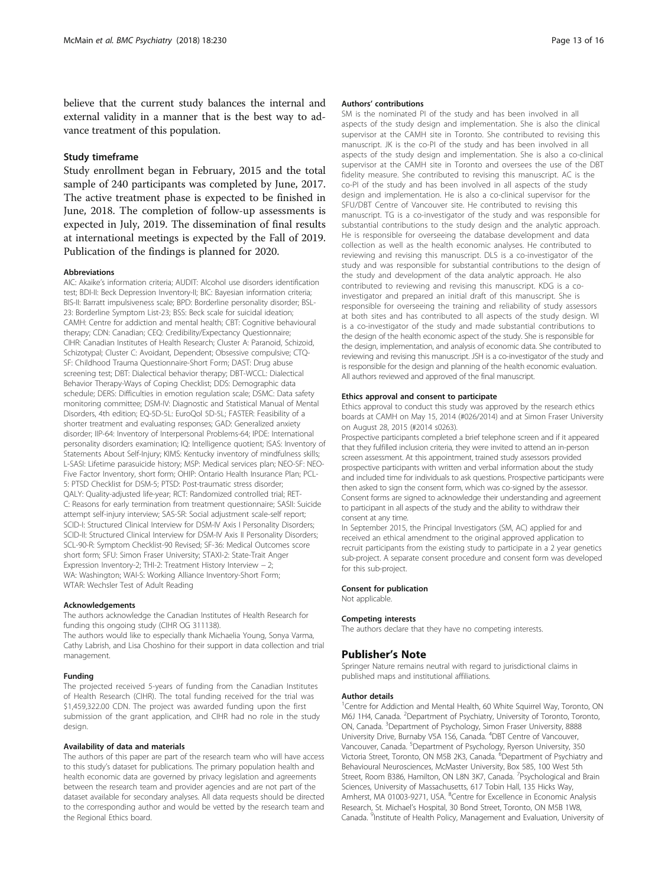believe that the current study balances the internal and external validity in a manner that is the best way to advance treatment of this population.

## Study timeframe

Study enrollment began in February, 2015 and the total sample of 240 participants was completed by June, 2017. The active treatment phase is expected to be finished in June, 2018. The completion of follow-up assessments is expected in July, 2019. The dissemination of final results at international meetings is expected by the Fall of 2019. Publication of the findings is planned for 2020.

#### Abbreviations

AIC: Akaike's information criteria; AUDIT: Alcohol use disorders identification test; BDI-II: Beck Depression Inventory-II; BIC: Bayesian information criteria; BIS-II: Barratt impulsiveness scale; BPD: Borderline personality disorder; BSL-23: Borderline Symptom List-23; BSS: Beck scale for suicidal ideation; CAMH: Centre for addiction and mental health; CBT: Cognitive behavioural therapy; CDN: Canadian; CEQ: Credibility/Expectancy Questionnaire; CIHR: Canadian Institutes of Health Research; Cluster A: Paranoid, Schizoid, Schizotypal; Cluster C: Avoidant, Dependent; Obsessive compulsive; CTQ-SF: Childhood Trauma Questionnaire-Short Form; DAST: Drug abuse screening test; DBT: Dialectical behavior therapy; DBT-WCCL: Dialectical Behavior Therapy-Ways of Coping Checklist; DDS: Demographic data schedule; DERS: Difficulties in emotion regulation scale; DSMC: Data safety monitoring committee; DSM-IV: Diagnostic and Statistical Manual of Mental Disorders, 4th edition; EQ-5D-5L: EuroQol 5D-5L; FASTER: Feasibility of a shorter treatment and evaluating responses; GAD: Generalized anxiety disorder; IIP-64: Inventory of Interpersonal Problems-64; IPDE: International personality disorders examination; IQ: Intelligence quotient; ISAS: Inventory of Statements About Self-Injury; KIMS: Kentucky inventory of mindfulness skills; L-SASI: Lifetime parasuicide history; MSP: Medical services plan; NEO-SF: NEO-Five Factor Inventory, short form; OHIP: Ontario Health Insurance Plan; PCL-5: PTSD Checklist for DSM-5; PTSD: Post-traumatic stress disorder; QALY: Quality-adjusted life-year; RCT: Randomized controlled trial; RET-C: Reasons for early termination from treatment questionnaire; SASII: Suicide attempt self-injury interview; SAS-SR: Social adjustment scale-self report; SCID-I: Structured Clinical Interview for DSM-IV Axis I Personality Disorders; SCID-II: Structured Clinical Interview for DSM-IV Axis II Personality Disorders; SCL-90-R: Symptom Checklist-90 Revised; SF-36: Medical Outcomes score short form; SFU: Simon Fraser University; STAXI-2: State-Trait Anger Expression Inventory-2; THI-2: Treatment History Interview – 2; WA: Washington; WAI-S: Working Alliance Inventory-Short Form; WTAR: Wechsler Test of Adult Reading

#### Acknowledgements

The authors acknowledge the Canadian Institutes of Health Research for funding this ongoing study (CIHR OG 311138).

The authors would like to especially thank Michaelia Young, Sonya Varma, Cathy Labrish, and Lisa Choshino for their support in data collection and trial management.

#### Funding

The projected received 5-years of funding from the Canadian Institutes of Health Research (CIHR). The total funding received for the trial was $1,459,322.00 CDN. The project was awarded funding upon the first submission of the grant application, and CIHR had no role in the study design.

#### Availability of data and materials

The authors of this paper are part of the research team who will have access to this study's dataset for publications. The primary population health and health economic data are governed by privacy legislation and agreements between the research team and provider agencies and are not part of the dataset available for secondary analyses. All data requests should be directed to the corresponding author and would be vetted by the research team and the Regional Ethics board.

#### Authors' contributions

SM is the nominated PI of the study and has been involved in all aspects of the study design and implementation. She is also the clinical supervisor at the CAMH site in Toronto. She contributed to revising this manuscript. JK is the co-PI of the study and has been involved in all aspects of the study design and implementation. She is also a co-clinical supervisor at the CAMH site in Toronto and oversees the use of the DBT fidelity measure. She contributed to revising this manuscript. AC is the co-PI of the study and has been involved in all aspects of the study design and implementation. He is also a co-clinical supervisor for the SFU/DBT Centre of Vancouver site. He contributed to revising this manuscript. TG is a co-investigator of the study and was responsible for substantial contributions to the study design and the analytic approach. He is responsible for overseeing the database development and data collection as well as the health economic analyses. He contributed to reviewing and revising this manuscript. DLS is a co-investigator of the study and was responsible for substantial contributions to the design of the study and development of the data analytic approach. He also contributed to reviewing and revising this manuscript. KDG is a co-investigator and prepared an initial draft of this manuscript. She is responsible for overseeing the training and reliability of study assessors at both sites and has contributed to all aspects of the study design. WI is a co-investigator of the study and made substantial contributions to the design of the health economic aspect of the study. She is responsible for the design, implementation, and analysis of economic data. She contributed to reviewing and revising this manuscript. JSH is a co-investigator of the study and is responsible for the design and planning of the health economic evaluation. All authors reviewed and approved of the final manuscript.

#### Ethics approval and consent to participate

Ethics approval to conduct this study was approved by the research ethics boards at CAMH on May 15, 2014 (#026/2014) and at Simon Fraser University on August 28, 2015 (#2014 s0263).

Prospective participants completed a brief telephone screen and if it appeared that they fulfilled inclusion criteria, they were invited to attend an in-person screen assessment. At this appointment, trained study assessors provided prospective participants with written and verbal information about the study and included time for individuals to ask questions. Prospective participants were then asked to sign the consent form, which was co-signed by the assessor. Consent forms are signed to acknowledge their understanding and agreement to participant in all aspects of the study and the ability to withdraw their consent at any time.

In September 2015, the Principal Investigators (SM, AC) applied for and received an ethical amendment to the original approved application to recruit participants from the existing study to participate in a 2 year genetics sub-project. A separate consent procedure and consent form was developed for this sub-project.

#### Consent for publication

Not applicable.

#### Competing interests

The authors declare that they have no competing interests.

## Publisher's Note

Springer Nature remains neutral with regard to jurisdictional claims in published maps and institutional affiliations.

#### Author details

[1]Centre for Addiction and Mental Health, 60 White Squirrel Way, Toronto, ON M6J 1H4, Canada. [2]Department of Psychiatry, University of Toronto, Toronto, ON, Canada. [3]Department of Psychology, Simon Fraser University, 8888 University Drive, Burnaby V5A 1S6, Canada. [4]DBT Centre of Vancouver, Vancouver, Canada. [5]Department of Psychology, Ryerson University, 350 Victoria Street, Toronto, ON M5B 2K3, Canada. [6]Department of Psychiatry and Behavioural Neurosciences, McMaster University, Box 585, 100 West 5th Street, Room B386, Hamilton, ON L8N 3K7, Canada. [7]Psychological and Brain Sciences, University of Massachusetts, 617 Tobin Hall, 135 Hicks Way, Amherst, MA 01003-9271, USA. [8]Centre for Excellence in Economic Analysis Research, St. Michael's Hospital, 30 Bond Street, Toronto, ON M5B 1W8, Canada. [9]Institute of Health Policy, Management and Evaluation, University of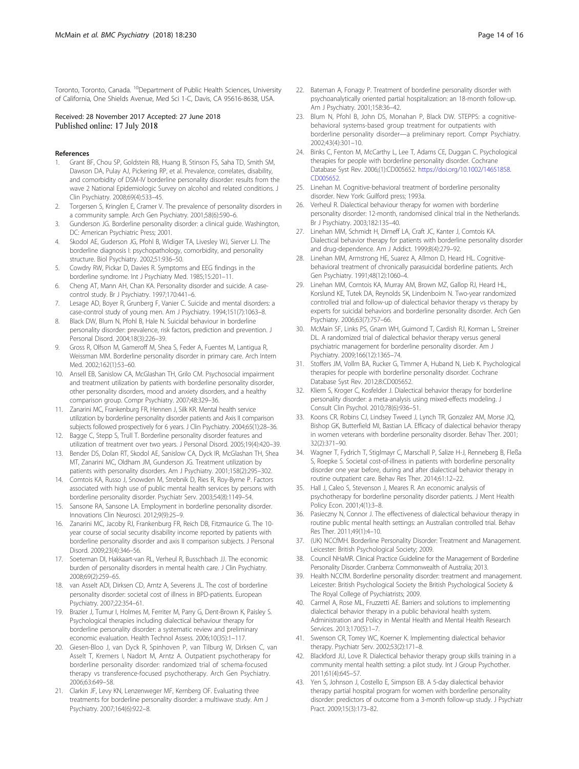Toronto, Toronto, Canada. [10]Department of Public Health Sciences, University of California, One Shields Avenue, Med Sci 1-C, Davis, CA 95616-8638, USA.

Received: 28 November 2017 Accepted: 27 June 2018
Published online: 17 July 2018

## References

1. Grant BF, Chou SP, Goldstein RB, Huang B, Stinson FS, Saha TD, Smith SM, Dawson DA, Pulay AJ, Pickering RP, et al. Prevalence, correlates, disability, and comorbidity of DSM-IV borderline personality disorder: results from the wave 2 National Epidemiologic Survey on alcohol and related conditions. J Clin Psychiatry. 2008;69(4):533–45.
2. Torgersen S, Kringlen E, Cramer V. The prevalence of personality disorders in a community sample. Arch Gen Psychiatry. 2001;58(6):590–6.
3. Gunderson JG. Borderline personality disorder: a clinical guide. Washington, DC: American Psychiatric Press; 2001.
4. Skodol AE, Guderson JG, Pfohl B, Widiger TA, Livesley WJ, Sierver LJ. The borderline diagnosis I: psychopathology, comorbidity, and personality structure. Biol Psychiatry. 2002;51:936–50.
5. Cowdry RW, Pickar D, Davies R. Symptoms and EEG findings in the borderline syndrome. Int J Psychiatry Med. 1985;15:201–11.
6. Cheng AT, Mann AH, Chan KA. Personality disorder and suicide. A case-control study. Br J Psychiatry. 1997;170:441–6.
7. Lesage AD, Boyer R, Grunberg F, Vanier C. Suicide and mental disorders: a case-control study of young men. Am J Psychiatry. 1994;151(7):1063–8.
8. Black DW, Blum N, Pfohl B, Hale N. Suicidal behaviour in borderline personality disorder: prevalence, risk factors, prediction and prevention. J Personal Disord. 2004;18(3):226–39.
9. Gross R, Olfson M, Gameroff M, Shea S, Feder A, Fuentes M, Lantigua R, Weissman MM. Borderline personality disorder in primary care. Arch Intern Med. 2002;162(1):53–60.
10. Ansell EB, Sanislow CA, McGlashan TH, Grilo CM. Psychosocial impairment and treatment utilization by patients with borderline personality disorder, other personality disorders, mood and anxiety disorders, and a healthy comparison group. Compr Psychiatry. 2007;48:329–36.
11. Zanarini MC, Frankenburg FR, Hennen J, Silk KR. Mental health service utilization by borderline personality disorder patients and Axis II comparison subjects followed prospectively for 6 years. J Clin Psychiatry. 2004;65(1):28–36.
12. Bagge C, Stepp S, Trull T. Borderline personality disorder features and utilization of treatment over two years. J Personal Disord. 2005;19(4):420–39.
13. Bender DS, Dolan RT, Skodol AE, Sanislow CA, Dyck IR, McGlashan TH, Shea MT, Zanarini MC, Oldham JM, Gunderson JG. Treatment utilization by patients with personality disorders. Am J Psychiatry. 2001;158(2):295–302.
14. Comtois KA, Russo J, Snowden M, Srebnik D, Ries R, Roy-Byrne P. Factors associated with high use of public mental health services by persons with borderline personality disorder. Psychiatr Serv. 2003;54(8):1149–54.
15. Sansone RA, Sansone LA. Employment in borderline personality disorder. Innovations Clin Neurosci. 2012;9(9):25–9.
16. Zanarini MC, Jacoby RJ, Frankenburg FR, Reich DB, Fitzmaurice G. The 10-year course of social security disability income reported by patients with borderline personality disorder and axis II comparison subjects. J Personal Disord. 2009;23(4):346–56.
17. Soeteman DI, Hakkaart-van RL, Verheul R, Busschbach JJ. The economic burden of personality disorders in mental health care. J Clin Psychiatry. 2008;69(2):259–65.
18. van Asselt ADI, Dirksen CD, Arntz A, Severens JL. The cost of borderline personality disorder: societal cost of illness in BPD-patients. European Psychiatry. 2007;22:354–61.
19. Brazier J, Tumur I, Holmes M, Ferriter M, Parry G, Dent-Brown K, Paisley S. Psychological therapies including dialectical behaviour therapy for borderline personality disorder: a systematic review and preliminary economic evaluation. Health Technol Assess. 2006;10(35):1–117.
20. Giesen-Bloo J, van Dyck R, Spinhoven P, van Tilburg W, Dirksen C, van Asselt T, Kremers I, Nadort M, Arntz A. Outpatient psychotherapy for borderline personality disorder: randomized trial of schema-focused therapy vs transference-focused psychotherapy. Arch Gen Psychiatry. 2006;63:649–58.
21. Clarkin JF, Levy KN, Lenzenweger MF, Kernberg OF. Evaluating three treatments for borderline personality disorder: a multiwave study. Am J Psychiatry. 2007;164(6):922–8.
22. Bateman A, Fonagy P. Treatment of borderline personality disorder with psychoanalytically oriented partial hospitalization: an 18-month follow-up. Am J Psychiatry. 2001;158:36–42.
23. Blum N, Pfohl B, John DS, Monahan P, Black DW. STEPPS: a cognitive-behavioral systems-based group treatment for outpatients with borderline personality disorder—a preliminary report. Compr Psychiatry. 2002;43(4):301–10.
24. Binks C, Fenton M, McCarthy L, Lee T, Adams CE, Duggan C. Psychological therapies for people with borderline personality disorder. Cochrane Database Syst Rev. 2006;(1):CD005652. https://doi.org/10.1002/14651858.CD005652.
25. Linehan M. Cognitive-behavioral treatment of borderline personality disorder. New York: Guilford press; 1993a.
26. Verheul R. Dialectical behaviour therapy for women with borderline personality disorder: 12-month, randomised clinical trial in the Netherlands. Br J Psychiatry. 2003;182:135–40.
27. Linehan MM, Schmidt H, Dimeff LA, Craft JC, Kanter J, Comtois KA. Dialectical behavior therapy for patients with borderline personality disorder and drug-dependence. Am J Addict. 1999;8(4):279–92.
28. Linehan MM, Armstrong HE, Suarez A, Allmon D, Heard HL. Cognitive-behavioral treatment of chronically parasuicidal borderline patients. Arch Gen Psychiatry. 1991;48(12):1060–4.
29. Linehan MM, Comtois KA, Murray AM, Brown MZ, Gallop RJ, Heard HL, Korslund KE, Tutek DA, Reynolds SK, Lindenboim N. Two-year randomized controlled trial and follow-up of dialectical behavior therapy vs therapy by experts for suicidal behaviors and borderline personality disorder. Arch Gen Psychiatry. 2006;63(7):757–66.
30. McMain SF, Links PS, Gnam WH, Guimond T, Cardish RJ, Korman L, Streiner DL. A randomized trial of dialectical behavior therapy versus general psychiatric management for borderline personality disorder. Am J Psychiatry. 2009;166(12):1365–74.
31. Stoffers JM, Vollm BA, Rucker G, Timmer A, Huband N, Lieb K. Psychological therapies for people with borderline personality disorder. Cochrane Database Syst Rev. 2012;8:CD005652.
32. Kliem S, Kroger C, Kosfelder J. Dialectical behavior therapy for borderline personality disorder: a meta-analysis using mixed-effects modeling. J Consult Clin Psychol. 2010;78(6):936–51.
33. Koons CR, Robins CJ, Lindsey Tweed J, Lynch TR, Gonzalez AM, Morse JQ, Bishop GK, Butterfield MI, Bastian LA. Efficacy of dialectical behavior therapy in women veterans with borderline personality disorder. Behav Ther. 2001;32(2):371–90.
34. Wagner T, Fydrich T, Stiglmayr C, Marschall P, Salize H-J, Renneberg B, Fleßa S, Roepke S. Societal cost-of-illness in patients with borderline personality disorder one year before, during and after dialectical behavior therapy in routine outpatient care. Behav Res Ther. 2014;61:12–22.
35. Hall J, Caleo S, Stevenson J, Meares R. An economic analysis of psychotherapy for borderline personality disorder patients. J Ment Health Policy Econ. 2001;4(1):3–8.
36. Pasieczny N, Connor J. The effectiveness of dialectical behaviour therapy in routine public mental health settings: an Australian controlled trial. Behav Res Ther. 2011;49(1):4–10.
37. (UK) NCCfMH. Borderline Personality Disorder: Treatment and Management. Leicester: British Psychological Society; 2009.
38. Council NHaMR. Clinical Practice Guideline for the Management of Borderline Personality Disorder. Cranberra: Commonwealth of Australia; 2013.
39. Health NCCfM. Borderline personality disorder: treatment and management. Leicester: British Psychological Society the British Psychological Society & The Royal College of Psychiatrists; 2009.
40. Carmel A, Rose ML, Fruzzetti AE. Barriers and solutions to implementing dialectical behavior therapy in a public behavioral health system. Administration and Policy in Mental Health and Mental Health Research Services. 2013;170(5):1–7.
41. Swenson CR, Torrey WC, Koerner K. Implementing dialectical behavior therapy. Psychiatr Serv. 2002;53(2):171–8.
42. Blackford JU, Love R. Dialectical behavior therapy group skills training in a community mental health setting: a pilot study. Int J Group Psychother. 2011;61(4):645–57.
43. Yen S, Johnson J, Costello E, Simpson EB. A 5-day dialectical behavior therapy partial hospital program for women with borderline personality disorder: predictors of outcome from a 3-month follow-up study. J Psychiatr Pract. 2009;15(3):173–82.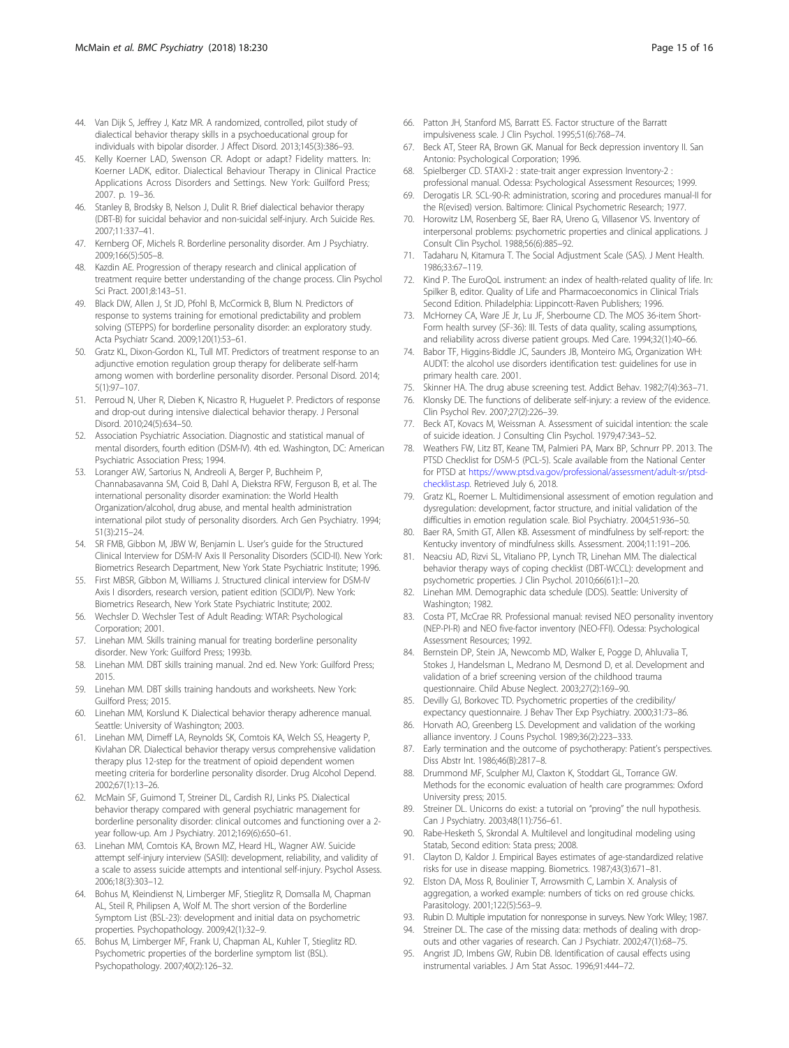44. Van Dijk S, Jeffrey J, Katz MR. A randomized, controlled, pilot study of dialectical behavior therapy skills in a psychoeducational group for individuals with bipolar disorder. J Affect Disord. 2013;145(3):386–93.
45. Kelly Koerner LAD, Swenson CR. Adopt or adapt? Fidelity matters. In: Koerner LADK, editor. Dialectical Behaviour Therapy in Clinical Practice Applications Across Disorders and Settings. New York: Guilford Press; 2007. p. 19–36.
46. Stanley B, Brodsky B, Nelson J, Dulit R. Brief dialectical behavior therapy (DBT-B) for suicidal behavior and non-suicidal self-injury. Arch Suicide Res. 2007;11:337–41.
47. Kernberg OF, Michels R. Borderline personality disorder. Am J Psychiatry. 2009;166(5):505–8.
48. Kazdin AE. Progression of therapy research and clinical application of treatment require better understanding of the change process. Clin Psychol Sci Pract. 2001;8:143–51.
49. Black DW, Allen J, St JD, Pfohl B, McCormick B, Blum N. Predictors of response to systems training for emotional predictability and problem solving (STEPPS) for borderline personality disorder: an exploratory study. Acta Psychiatr Scand. 2009;120(1):53–61.
50. Gratz KL, Dixon-Gordon KL, Tull MT. Predictors of treatment response to an adjunctive emotion regulation group therapy for deliberate self-harm among women with borderline personality disorder. Personal Disord. 2014; 5(1):97–107.
51. Perroud N, Uher R, Dieben K, Nicastro R, Huguelet P. Predictors of response and drop-out during intensive dialectical behavior therapy. J Personal Disord. 2010;24(5):634–50.
52. Association Psychiatric Association. Diagnostic and statistical manual of mental disorders, fourth edition (DSM-IV). 4th ed. Washington, DC: American Psychiatric Association Press; 1994.
53. Loranger AW, Sartorius N, Andreoli A, Berger P, Buchheim P, Channabasavanna SM, Coid B, Dahl A, Diekstra RFW, Ferguson B, et al. The international personality disorder examination: the World Health Organization/alcohol, drug abuse, and mental health administration international pilot study of personality disorders. Arch Gen Psychiatry. 1994; 51(3):215–24.
54. SR FMB, Gibbon M, JBW W, Benjamin L. User's guide for the Structured Clinical Interview for DSM-IV Axis II Personality Disorders (SCID-II). New York: Biometrics Research Department, New York State Psychiatric Institute; 1996.
55. First MBSR, Gibbon M, Williams J. Structured clinical interview for DSM-IV Axis I disorders, research version, patient edition (SCIDI/P). New York: Biometrics Research, New York State Psychiatric Institute; 2002.
56. Wechsler D. Wechsler Test of Adult Reading: WTAR: Psychological Corporation; 2001.
57. Linehan MM. Skills training manual for treating borderline personality disorder. New York: Guilford Press; 1993b.
58. Linehan MM. DBT skills training manual. 2nd ed. New York: Guilford Press; 2015.
59. Linehan MM. DBT skills training handouts and worksheets. New York: Guilford Press; 2015.
60. Linehan MM, Korslund K. Dialectical behavior therapy adherence manual. Seattle: University of Washington; 2003.
61. Linehan MM, Dimeff LA, Reynolds SK, Comtois KA, Welch SS, Heagerty P, Kivlahan DR. Dialectical behavior therapy versus comprehensive validation therapy plus 12-step for the treatment of opioid dependent women meeting criteria for borderline personality disorder. Drug Alcohol Depend. 2002;67(1):13–26.
62. McMain SF, Guimond T, Streiner DL, Cardish RJ, Links PS. Dialectical behavior therapy compared with general psychiatric management for borderline personality disorder: clinical outcomes and functioning over a 2-year follow-up. Am J Psychiatry. 2012;169(6):650–61.
63. Linehan MM, Comtois KA, Brown MZ, Heard HL, Wagner AW. Suicide attempt self-injury interview (SASII): development, reliability, and validity of a scale to assess suicide attempts and intentional self-injury. Psychol Assess. 2006;18(3):303–12.
64. Bohus M, Kleindienst N, Limberger MF, Stieglitz R, Domsalla M, Chapman AL, Steil R, Philipsen A, Wolf M. The short version of the Borderline Symptom List (BSL-23): development and initial data on psychometric properties. Psychopathology. 2009;42(1):32–9.
65. Bohus M, Limberger MF, Frank U, Chapman AL, Kuhler T, Stieglitz RD. Psychometric properties of the borderline symptom list (BSL). Psychopathology. 2007;40(2):126–32.
66. Patton JH, Stanford MS, Barratt ES. Factor structure of the Barratt impulsiveness scale. J Clin Psychol. 1995;51(6):768–74.
67. Beck AT, Steer RA, Brown GK. Manual for Beck depression inventory II. San Antonio: Psychological Corporation; 1996.
68. Spielberger CD. STAXI-2 : state-trait anger expression Inventory-2 : professional manual. Odessa: Psychological Assessment Resources; 1999.
69. Derogatis LR. SCL-90-R: administration, scoring and procedures manual-II for the R(evised) version. Baltimore: Clinical Psychometric Research; 1977.
70. Horowitz LM, Rosenberg SE, Baer RA, Ureno G, Villasenor VS. Inventory of interpersonal problems: psychometric properties and clinical applications. J Consult Clin Psychol. 1988;56(6):885–92.
71. Tadaharu N, Kitamura T. The Social Adjustment Scale (SAS). J Ment Health. 1986;33:67–119.
72. Kind P. The EuroQoL instrument: an index of health-related quality of life. In: Spilker B, editor. Quality of Life and Pharmacoeconomics in Clinical Trials Second Edition. Philadelphia: Lippincott-Raven Publishers; 1996.
73. McHorney CA, Ware JE Jr, Lu JF, Sherbourne CD. The MOS 36-item Short-Form health survey (SF-36): III. Tests of data quality, scaling assumptions, and reliability across diverse patient groups. Med Care. 1994;32(1):40–66.
74. Babor TF, Higgins-Biddle JC, Saunders JB, Monteiro MG, Organization WH: AUDIT: the alcohol use disorders identification test: guidelines for use in primary health care. 2001.
75. Skinner HA. The drug abuse screening test. Addict Behav. 1982;7(4):363–71.
76. Klonsky DE. The functions of deliberate self-injury: a review of the evidence. Clin Psychol Rev. 2007;27(2):226–39.
77. Beck AT, Kovacs M, Weissman A. Assessment of suicidal intention: the scale of suicide ideation. J Consulting Clin Psychol. 1979;47:343–52.
78. Weathers FW, Litz BT, Keane TM, Palmieri PA, Marx BP, Schnurr PP. 2013. The PTSD Checklist for DSM-5 (PCL-5). Scale available from the National Center for PTSD at https://www.ptsd.va.gov/professional/assessment/adult-sr/ptsd-checklist.asp. Retrieved July 6, 2018.
79. Gratz KL, Roemer L. Multidimensional assessment of emotion regulation and dysregulation: development, factor structure, and initial validation of the difficulties in emotion regulation scale. Biol Psychiatry. 2004;51:936–50.
80. Baer RA, Smith GT, Allen KB. Assessment of mindfulness by self-report: the Kentucky inventory of mindfulness skills. Assessment. 2004;11:191–206.
81. Neacsiu AD, Rizvi SL, Vitaliano PP, Lynch TR, Linehan MM. The dialectical behavior therapy ways of coping checklist (DBT-WCCL): development and psychometric properties. J Clin Psychol. 2010;66(61):1–20.
82. Linehan MM. Demographic data schedule (DDS). Seattle: University of Washington; 1982.
83. Costa PT, McCrae RR. Professional manual: revised NEO personality inventory (NEP-PI-R) and NEO five-factor inventory (NEO-FFI). Odessa: Psychological Assessment Resources; 1992.
84. Bernstein DP, Stein JA, Newcomb MD, Walker E, Pogge D, Ahluvalia T, Stokes J, Handelsman L, Medrano M, Desmond D, et al. Development and validation of a brief screening version of the childhood trauma questionnaire. Child Abuse Neglect. 2003;27(2):169–90.
85. Devilly GJ, Borkovec TD. Psychometric properties of the credibility/expectancy questionnaire. J Behav Ther Exp Psychiatry. 2000;31:73–86.
86. Horvath AO, Greenberg LS. Development and validation of the working alliance inventory. J Couns Psychol. 1989;36(2):223–333.
87. Early termination and the outcome of psychotherapy: Patient's perspectives. Diss Abstr Int. 1986;46(B):2817–8.
88. Drummond MF, Sculpher MJ, Claxton K, Stoddart GL, Torrance GW. Methods for the economic evaluation of health care programmes: Oxford University press; 2015.
89. Streiner DL. Unicorns do exist: a tutorial on "proving" the null hypothesis. Can J Psychiatry. 2003;48(11):756–61.
90. Rabe-Hesketh S, Skrondal A. Multilevel and longitudinal modeling using Statab, Second edition: Stata press; 2008.
91. Clayton D, Kaldor J. Empirical Bayes estimates of age-standardized relative risks for use in disease mapping. Biometrics. 1987;43(3):671–81.
92. Elston DA, Moss R, Boulinier T, Arrowsmith C, Lambin X. Analysis of aggregation, a worked example: numbers of ticks on red grouse chicks. Parasitology. 2001;122(5):563–9.
93. Rubin D. Multiple imputation for nonresponse in surveys. New York: Wiley; 1987.
94. Streiner DL. The case of the missing data: methods of dealing with drop-outs and other vagaries of research. Can J Psychiatr. 2002;47(1):68–75.
95. Angrist JD, Imbens GW, Rubin DB. Identification of causal effects using instrumental variables. J Am Stat Assoc. 1996;91:444–72.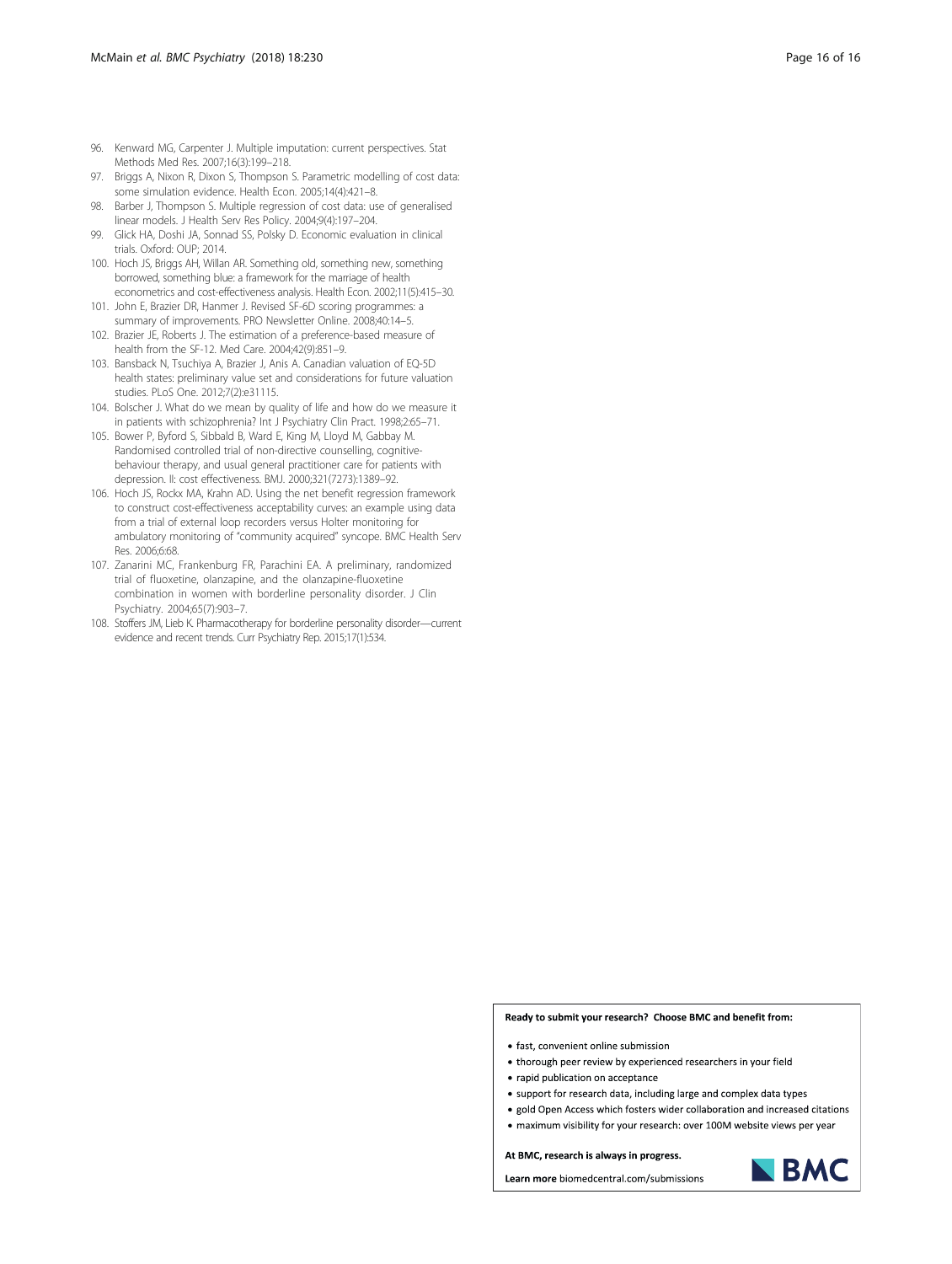96. Kenward MG, Carpenter J. Multiple imputation: current perspectives. Stat Methods Med Res. 2007;16(3):199–218.
97. Briggs A, Nixon R, Dixon S, Thompson S. Parametric modelling of cost data: some simulation evidence. Health Econ. 2005;14(4):421–8.
98. Barber J, Thompson S. Multiple regression of cost data: use of generalised linear models. J Health Serv Res Policy. 2004;9(4):197–204.
99. Glick HA, Doshi JA, Sonnad SS, Polsky D. Economic evaluation in clinical trials. Oxford: OUP; 2014.
100. Hoch JS, Briggs AH, Willan AR. Something old, something new, something borrowed, something blue: a framework for the marriage of health econometrics and cost-effectiveness analysis. Health Econ. 2002;11(5):415–30.
101. John E, Brazier DR, Hanmer J. Revised SF-6D scoring programmes: a summary of improvements. PRO Newsletter Online. 2008;40:14–5.
102. Brazier JE, Roberts J. The estimation of a preference-based measure of health from the SF-12. Med Care. 2004;42(9):851–9.
103. Bansback N, Tsuchiya A, Brazier J, Anis A. Canadian valuation of EQ-5D health states: preliminary value set and considerations for future valuation studies. PLoS One. 2012;7(2):e31115.
104. Bolscher J. What do we mean by quality of life and how do we measure it in patients with schizophrenia? Int J Psychiatry Clin Pract. 1998;2:65–71.
105. Bower P, Byford S, Sibbald B, Ward E, King M, Lloyd M, Gabbay M. Randomised controlled trial of non-directive counselling, cognitive-behaviour therapy, and usual general practitioner care for patients with depression. II: cost effectiveness. BMJ. 2000;321(7273):1389–92.
106. Hoch JS, Rockx MA, Krahn AD. Using the net benefit regression framework to construct cost-effectiveness acceptability curves: an example using data from a trial of external loop recorders versus Holter monitoring for ambulatory monitoring of "community acquired" syncope. BMC Health Serv Res. 2006;6:68.
107. Zanarini MC, Frankenburg FR, Parachini EA. A preliminary, randomized trial of fluoxetine, olanzapine, and the olanzapine-fluoxetine combination in women with borderline personality disorder. J Clin Psychiatry. 2004;65(7):903–7.
108. Stoffers JM, Lieb K. Pharmacotherapy for borderline personality disorder—current evidence and recent trends. Curr Psychiatry Rep. 2015;17(1):534.

**Ready to submit your research? Choose BMC and benefit from:**

- fast, convenient online submission
- thorough peer review by experienced researchers in your field
- rapid publication on acceptance
- support for research data, including large and complex data types
- gold Open Access which fosters wider collaboration and increased citations
- maximum visibility for your research: over 100M website views per year

**At BMC, research is always in progress.**

**Learn more** biomedcentral.com/submissions

BMC